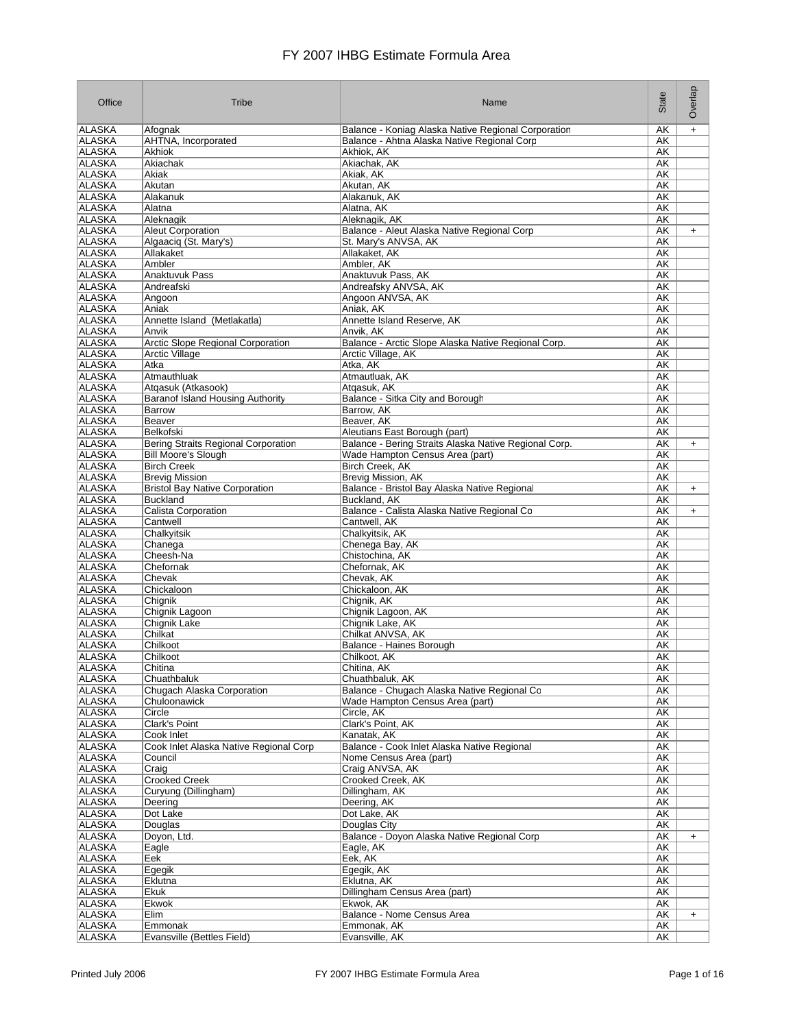# FY 2007 IHBG Estimate Formula Area

| Office | Tribe | Name | State | Overlap |
|---|---|---|---|---|
| ALASKA | Afognak | Balance - Koniag Alaska Native Regional Corporation | AK | + |
| ALASKA | AHTNA, Incorporated | Balance - Ahtna Alaska Native Regional Corp | AK | |
| ALASKA | Akhiok | Akhiok, AK | AK | |
| ALASKA | Akiachak | Akiachak, AK | AK | |
| ALASKA | Akiak | Akiak, AK | AK | |
| ALASKA | Akutan | Akutan, AK | AK | |
| ALASKA | Alakanuk | Alakanuk, AK | AK | |
| ALASKA | Alatna | Alatna, AK | AK | |
| ALASKA | Aleknagik | Aleknagik, AK | AK | |
| ALASKA | Aleut Corporation | Balance - Aleut Alaska Native Regional Corp | AK | + |
| ALASKA | Algaaciq (St. Mary's) | St. Mary's ANVSA, AK | AK | |
| ALASKA | Allakaket | Allakaket, AK | AK | |
| ALASKA | Ambler | Ambler, AK | AK | |
| ALASKA | Anaktuvuk Pass | Anaktuvuk Pass, AK | AK | |
| ALASKA | Andreafski | Andreafsky ANVSA, AK | AK | |
| ALASKA | Angoon | Angoon ANVSA, AK | AK | |
| ALASKA | Aniak | Aniak, AK | AK | |
| ALASKA | Annette Island (Metlakatla) | Annette Island Reserve, AK | AK | |
| ALASKA | Anvik | Anvik, AK | AK | |
| ALASKA | Arctic Slope Regional Corporation | Balance - Arctic Slope Alaska Native Regional Corp. | AK | |
| ALASKA | Arctic Village | Arctic Village, AK | AK | |
| ALASKA | Atka | Atka, AK | AK | |
| ALASKA | Atmauthluak | Atmautluak, AK | AK | |
| ALASKA | Atqasuk (Atkasook) | Atqasuk, AK | AK | |
| ALASKA | Baranof Island Housing Authority | Balance - Sitka City and Borough | AK | |
| ALASKA | Barrow | Barrow, AK | AK | |
| ALASKA | Beaver | Beaver, AK | AK | |
| ALASKA | Belkofski | Aleutians East Borough (part) | AK | |
| ALASKA | Bering Straits Regional Corporation | Balance - Bering Straits Alaska Native Regional Corp. | AK | + |
| ALASKA | Bill Moore's Slough | Wade Hampton Census Area (part) | AK | |
| ALASKA | Birch Creek | Birch Creek, AK | AK | |
| ALASKA | Brevig Mission | Brevig Mission, AK | AK | |
| ALASKA | Bristol Bay Native Corporation | Balance - Bristol Bay Alaska Native Regional | AK | + |
| ALASKA | Buckland | Buckland, AK | AK | |
| ALASKA | Calista Corporation | Balance - Calista Alaska Native Regional Co | AK | + |
| ALASKA | Cantwell | Cantwell, AK | AK | |
| ALASKA | Chalkyitsik | Chalkyitsik, AK | AK | |
| ALASKA | Chanega | Chenega Bay, AK | AK | |
| ALASKA | Cheesh-Na | Chistochina, AK | AK | |
| ALASKA | Chefornak | Chefornak, AK | AK | |
| ALASKA | Chevak | Chevak, AK | AK | |
| ALASKA | Chickaloon | Chickaloon, AK | AK | |
| ALASKA | Chignik | Chignik, AK | AK | |
| ALASKA | Chignik Lagoon | Chignik Lagoon, AK | AK | |
| ALASKA | Chignik Lake | Chignik Lake, AK | AK | |
| ALASKA | Chilkat | Chilkat ANVSA, AK | AK | |
| ALASKA | Chilkoot | Balance - Haines Borough | AK | |
| ALASKA | Chilkoot | Chilkoot, AK | AK | |
| ALASKA | Chitina | Chitina, AK | AK | |
| ALASKA | Chuathbaluk | Chuathbaluk, AK | AK | |
| ALASKA | Chugach Alaska Corporation | Balance - Chugach Alaska Native Regional Co | AK | |
| ALASKA | Chuloonawick | Wade Hampton Census Area (part) | AK | |
| ALASKA | Circle | Circle, AK | AK | |
| ALASKA | Clark's Point | Clark's Point, AK | AK | |
| ALASKA | Cook Inlet | Kanatak, AK | AK | |
| ALASKA | Cook Inlet Alaska Native Regional Corp | Balance - Cook Inlet Alaska Native Regional | AK | |
| ALASKA | Council | Nome Census Area (part) | AK | |
| ALASKA | Craig | Craig ANVSA, AK | AK | |
| ALASKA | Crooked Creek | Crooked Creek, AK | AK | |
| ALASKA | Curyung (Dillingham) | Dillingham, AK | AK | |
| ALASKA | Deering | Deering, AK | AK | |
| ALASKA | Dot Lake | Dot Lake, AK | AK | |
| ALASKA | Douglas | Douglas City | AK | |
| ALASKA | Doyon, Ltd. | Balance - Doyon Alaska Native Regional Corp | AK | + |
| ALASKA | Eagle | Eagle, AK | AK | |
| ALASKA | Eek | Eek, AK | AK | |
| ALASKA | Egegik | Egegik, AK | AK | |
| ALASKA | Eklutna | Eklutna, AK | AK | |
| ALASKA | Ekuk | Dillingham Census Area (part) | AK | |
| ALASKA | Ekwok | Ekwok, AK | AK | |
| ALASKA | Elim | Balance - Nome Census Area | AK | + |
| ALASKA | Emmonak | Emmonak, AK | AK | |
| ALASKA | Evansville (Bettles Field) | Evansville, AK | AK | |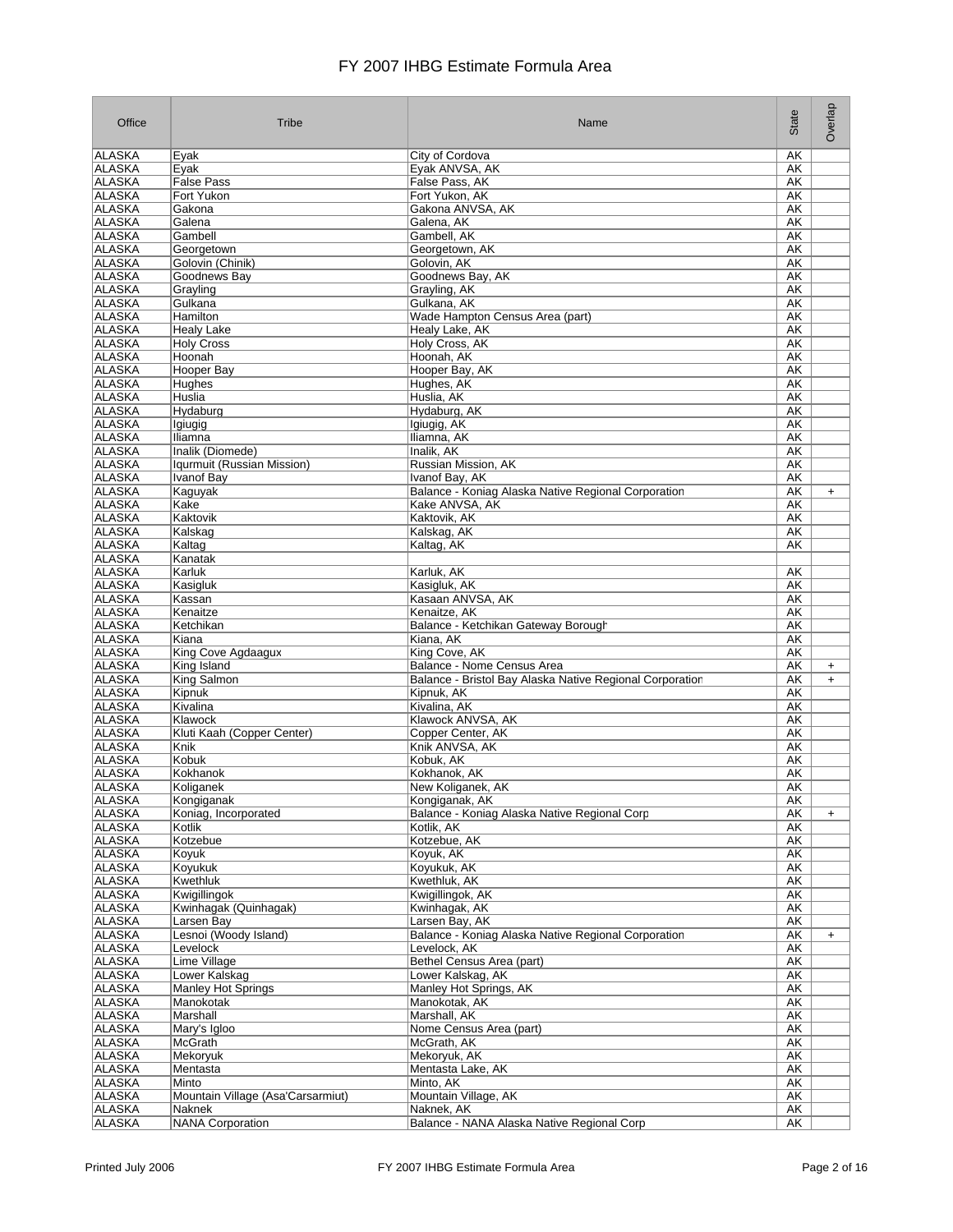# FY 2007 IHBG Estimate Formula Area

| Office | Tribe | Name | State | Overlap |
|---|---|---|---|---|
| ALASKA | Eyak | City of Cordova | AK | |
| ALASKA | Eyak | Eyak ANVSA, AK | AK | |
| ALASKA | False Pass | False Pass, AK | AK | |
| ALASKA | Fort Yukon | Fort Yukon, AK | AK | |
| ALASKA | Gakona | Gakona ANVSA, AK | AK | |
| ALASKA | Galena | Galena, AK | AK | |
| ALASKA | Gambell | Gambell, AK | AK | |
| ALASKA | Georgetown | Georgetown, AK | AK | |
| ALASKA | Golovin (Chinik) | Golovin, AK | AK | |
| ALASKA | Goodnews Bay | Goodnews Bay, AK | AK | |
| ALASKA | Grayling | Grayling, AK | AK | |
| ALASKA | Gulkana | Gulkana, AK | AK | |
| ALASKA | Hamilton | Wade Hampton Census Area (part) | AK | |
| ALASKA | Healy Lake | Healy Lake, AK | AK | |
| ALASKA | Holy Cross | Holy Cross, AK | AK | |
| ALASKA | Hoonah | Hoonah, AK | AK | |
| ALASKA | Hooper Bay | Hooper Bay, AK | AK | |
| ALASKA | Hughes | Hughes, AK | AK | |
| ALASKA | Huslia | Huslia, AK | AK | |
| ALASKA | Hydaburg | Hydaburg, AK | AK | |
| ALASKA | Igiugig | Igiugig, AK | AK | |
| ALASKA | Iliamna | Iliamna, AK | AK | |
| ALASKA | Inalik (Diomede) | Inalik, AK | AK | |
| ALASKA | Iqurmuit (Russian Mission) | Russian Mission, AK | AK | |
| ALASKA | Ivanof Bay | Ivanof Bay, AK | AK | |
| ALASKA | Kaguyak | Balance - Koniag Alaska Native Regional Corporation | AK | + |
| ALASKA | Kake | Kake ANVSA, AK | AK | |
| ALASKA | Kaktovik | Kaktovik, AK | AK | |
| ALASKA | Kalskag | Kalskag, AK | AK | |
| ALASKA | Kaltag | Kaltag, AK | AK | |
| ALASKA | Kanatak | | | |
| ALASKA | Karluk | Karluk, AK | AK | |
| ALASKA | Kasigluk | Kasigluk, AK | AK | |
| ALASKA | Kassan | Kasaan ANVSA, AK | AK | |
| ALASKA | Kenaitze | Kenaitze, AK | AK | |
| ALASKA | Ketchikan | Balance - Ketchikan Gateway Borough | AK | |
| ALASKA | Kiana | Kiana, AK | AK | |
| ALASKA | King Cove Agdaagux | King Cove, AK | AK | |
| ALASKA | King Island | Balance - Nome Census Area | AK | + |
| ALASKA | King Salmon | Balance - Bristol Bay Alaska Native Regional Corporation | AK | + |
| ALASKA | Kipnuk | Kipnuk, AK | AK | |
| ALASKA | Kivalina | Kivalina, AK | AK | |
| ALASKA | Klawock | Klawock ANVSA, AK | AK | |
| ALASKA | Kluti Kaah (Copper Center) | Copper Center, AK | AK | |
| ALASKA | Knik | Knik ANVSA, AK | AK | |
| ALASKA | Kobuk | Kobuk, AK | AK | |
| ALASKA | Kokhanok | Kokhanok, AK | AK | |
| ALASKA | Koliganek | New Koliganek, AK | AK | |
| ALASKA | Kongiganak | Kongiganak, AK | AK | |
| ALASKA | Koniag, Incorporated | Balance - Koniag Alaska Native Regional Corp | AK | + |
| ALASKA | Kotlik | Kotlik, AK | AK | |
| ALASKA | Kotzebue | Kotzebue, AK | AK | |
| ALASKA | Koyuk | Koyuk, AK | AK | |
| ALASKA | Koyukuk | Koyukuk, AK | AK | |
| ALASKA | Kwethluk | Kwethluk, AK | AK | |
| ALASKA | Kwigillingok | Kwigillingok, AK | AK | |
| ALASKA | Kwinhagak (Quinhagak) | Kwinhagak, AK | AK | |
| ALASKA | Larsen Bay | Larsen Bay, AK | AK | |
| ALASKA | Lesnoi (Woody Island) | Balance - Koniag Alaska Native Regional Corporation | AK | + |
| ALASKA | Levelock | Levelock, AK | AK | |
| ALASKA | Lime Village | Bethel Census Area (part) | AK | |
| ALASKA | Lower Kalskag | Lower Kalskag, AK | AK | |
| ALASKA | Manley Hot Springs | Manley Hot Springs, AK | AK | |
| ALASKA | Manokotak | Manokotak, AK | AK | |
| ALASKA | Marshall | Marshall, AK | AK | |
| ALASKA | Mary's Igloo | Nome Census Area (part) | AK | |
| ALASKA | McGrath | McGrath, AK | AK | |
| ALASKA | Mekoryuk | Mekoryuk, AK | AK | |
| ALASKA | Mentasta | Mentasta Lake, AK | AK | |
| ALASKA | Minto | Minto, AK | AK | |
| ALASKA | Mountain Village (Asa'Carsarmiut) | Mountain Village, AK | AK | |
| ALASKA | Naknek | Naknek, AK | AK | |
| ALASKA | NANA Corporation | Balance - NANA Alaska Native Regional Corp | AK | |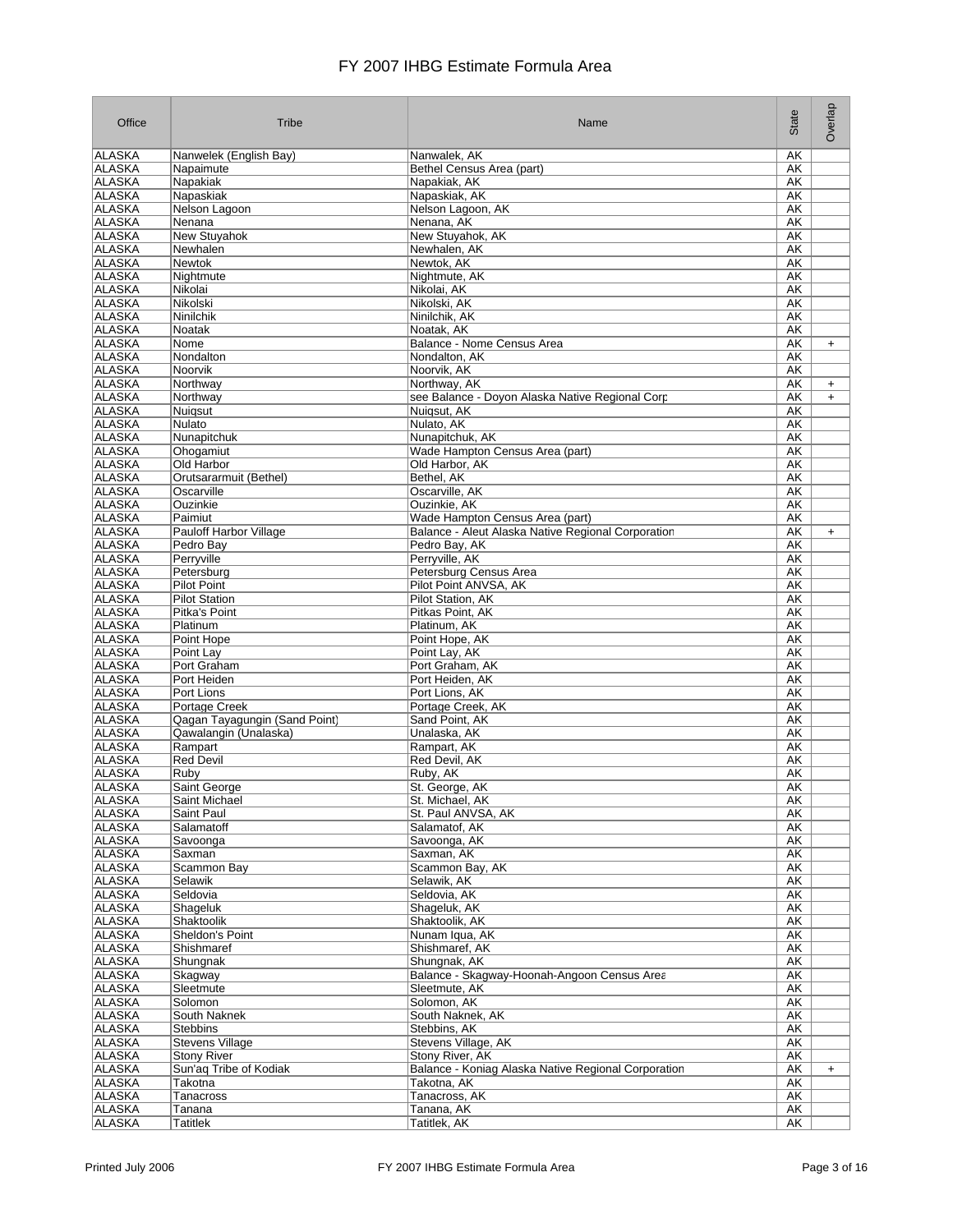# FY 2007 IHBG Estimate Formula Area

| Office | Tribe | Name | State | Overlap |
|---|---|---|---|---|
| ALASKA | Nanwelek (English Bay) | Nanwalek, AK | AK | |
| ALASKA | Napaimute | Bethel Census Area (part) | AK | |
| ALASKA | Napakiak | Napakiak, AK | AK | |
| ALASKA | Napaskiak | Napaskiak, AK | AK | |
| ALASKA | Nelson Lagoon | Nelson Lagoon, AK | AK | |
| ALASKA | Nenana | Nenana, AK | AK | |
| ALASKA | New Stuyahok | New Stuyahok, AK | AK | |
| ALASKA | Newhalen | Newhalen, AK | AK | |
| ALASKA | Newtok | Newtok, AK | AK | |
| ALASKA | Nightmute | Nightmute, AK | AK | |
| ALASKA | Nikolai | Nikolai, AK | AK | |
| ALASKA | Nikolski | Nikolski, AK | AK | |
| ALASKA | Ninilchik | Ninilchik, AK | AK | |
| ALASKA | Noatak | Noatak, AK | AK | |
| ALASKA | Nome | Balance - Nome Census Area | AK | + |
| ALASKA | Nondalton | Nondalton, AK | AK | |
| ALASKA | Noorvik | Noorvik, AK | AK | |
| ALASKA | Northway | Northway, AK | AK | + |
| ALASKA | Northway | see Balance - Doyon Alaska Native Regional Corp | AK | + |
| ALASKA | Nuiqsut | Nuiqsut, AK | AK | |
| ALASKA | Nulato | Nulato, AK | AK | |
| ALASKA | Nunapitchuk | Nunapitchuk, AK | AK | |
| ALASKA | Ohogamiut | Wade Hampton Census Area (part) | AK | |
| ALASKA | Old Harbor | Old Harbor, AK | AK | |
| ALASKA | Orutsararmuit (Bethel) | Bethel, AK | AK | |
| ALASKA | Oscarville | Oscarville, AK | AK | |
| ALASKA | Ouzinkie | Ouzinkie, AK | AK | |
| ALASKA | Paimiut | Wade Hampton Census Area (part) | AK | |
| ALASKA | Pauloff Harbor Village | Balance - Aleut Alaska Native Regional Corporation | AK | + |
| ALASKA | Pedro Bay | Pedro Bay, AK | AK | |
| ALASKA | Perryville | Perryville, AK | AK | |
| ALASKA | Petersburg | Petersburg Census Area | AK | |
| ALASKA | Pilot Point | Pilot Point ANVSA, AK | AK | |
| ALASKA | Pilot Station | Pilot Station, AK | AK | |
| ALASKA | Pitka's Point | Pitkas Point, AK | AK | |
| ALASKA | Platinum | Platinum, AK | AK | |
| ALASKA | Point Hope | Point Hope, AK | AK | |
| ALASKA | Point Lay | Point Lay, AK | AK | |
| ALASKA | Port Graham | Port Graham, AK | AK | |
| ALASKA | Port Heiden | Port Heiden, AK | AK | |
| ALASKA | Port Lions | Port Lions, AK | AK | |
| ALASKA | Portage Creek | Portage Creek, AK | AK | |
| ALASKA | Qagan Tayagungin (Sand Point) | Sand Point, AK | AK | |
| ALASKA | Qawalangin (Unalaska) | Unalaska, AK | AK | |
| ALASKA | Rampart | Rampart, AK | AK | |
| ALASKA | Red Devil | Red Devil, AK | AK | |
| ALASKA | Ruby | Ruby, AK | AK | |
| ALASKA | Saint George | St. George, AK | AK | |
| ALASKA | Saint Michael | St. Michael, AK | AK | |
| ALASKA | Saint Paul | St. Paul ANVSA, AK | AK | |
| ALASKA | Salamatoff | Salamatof, AK | AK | |
| ALASKA | Savoonga | Savoonga, AK | AK | |
| ALASKA | Saxman | Saxman, AK | AK | |
| ALASKA | Scammon Bay | Scammon Bay, AK | AK | |
| ALASKA | Selawik | Selawik, AK | AK | |
| ALASKA | Seldovia | Seldovia, AK | AK | |
| ALASKA | Shageluk | Shageluk, AK | AK | |
| ALASKA | Shaktoolik | Shaktoolik, AK | AK | |
| ALASKA | Sheldon's Point | Nunam Iqua, AK | AK | |
| ALASKA | Shishmaref | Shishmaref, AK | AK | |
| ALASKA | Shungnak | Shungnak, AK | AK | |
| ALASKA | Skagway | Balance - Skagway-Hoonah-Angoon Census Area | AK | |
| ALASKA | Sleetmute | Sleetmute, AK | AK | |
| ALASKA | Solomon | Solomon, AK | AK | |
| ALASKA | South Naknek | South Naknek, AK | AK | |
| ALASKA | Stebbins | Stebbins, AK | AK | |
| ALASKA | Stevens Village | Stevens Village, AK | AK | |
| ALASKA | Stony River | Stony River, AK | AK | |
| ALASKA | Sun'aq Tribe of Kodiak | Balance - Koniag Alaska Native Regional Corporation | AK | + |
| ALASKA | Takotna | Takotna, AK | AK | |
| ALASKA | Tanacross | Tanacross, AK | AK | |
| ALASKA | Tanana | Tanana, AK | AK | |
| ALASKA | Tatitlek | Tatitlek, AK | AK | |

Printed July 2006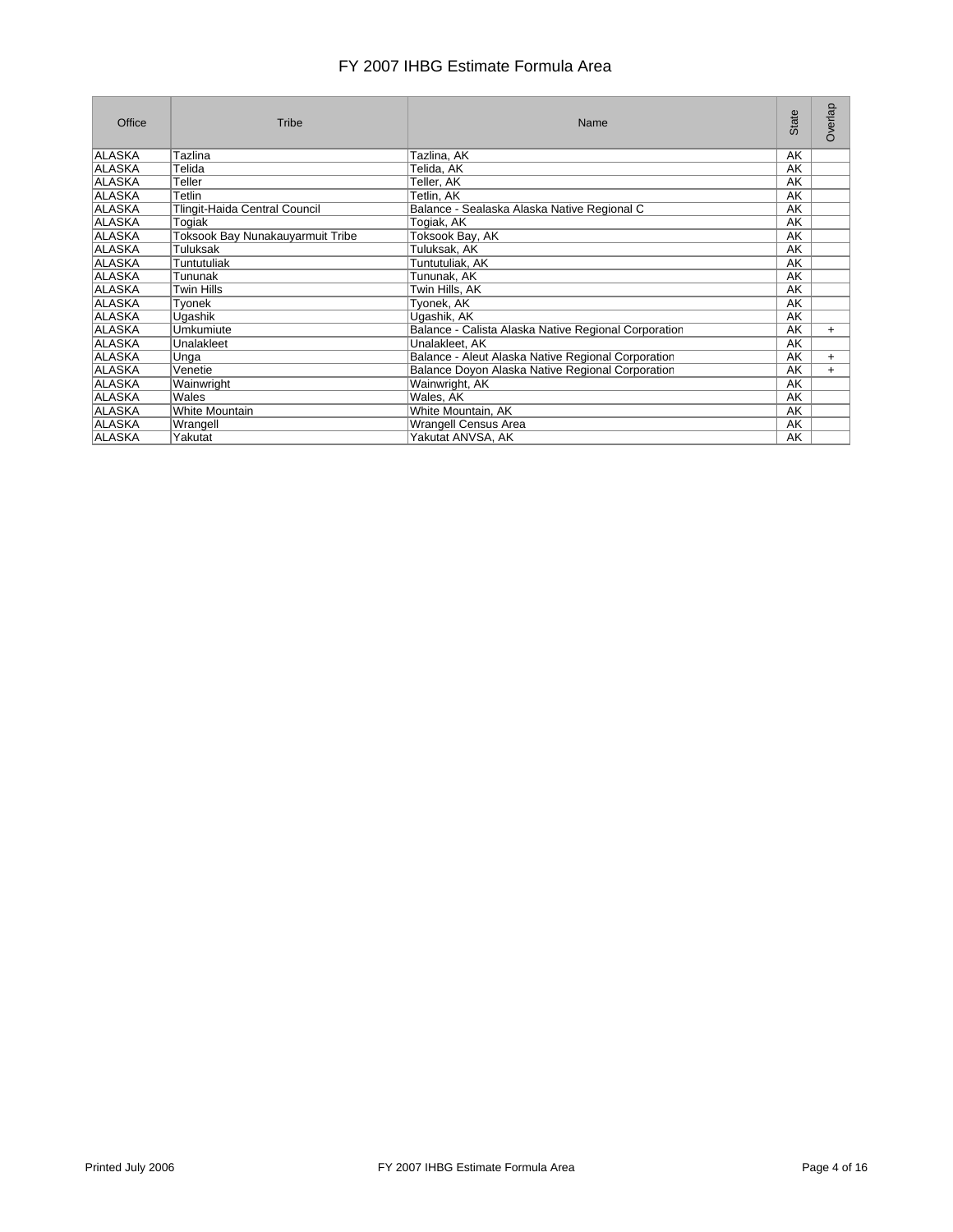# FY 2007 IHBG Estimate Formula Area

| Office | Tribe | Name | State | Overlap |
|---|---|---|---|---|
| ALASKA | Tazlina | Tazlina, AK | AK | |
| ALASKA | Telida | Telida, AK | AK | |
| ALASKA | Teller | Teller, AK | AK | |
| ALASKA | Tetlin | Tetlin, AK | AK | |
| ALASKA | Tlingit-Haida Central Council | Balance - Sealaska Alaska Native Regional C | AK | |
| ALASKA | Togiak | Togiak, AK | AK | |
| ALASKA | Toksook Bay Nunakauyarmuit Tribe | Toksook Bay, AK | AK | |
| ALASKA | Tuluksak | Tuluksak, AK | AK | |
| ALASKA | Tuntutuliak | Tuntutuliak, AK | AK | |
| ALASKA | Tununak | Tununak, AK | AK | |
| ALASKA | Twin Hills | Twin Hills, AK | AK | |
| ALASKA | Tyonek | Tyonek, AK | AK | |
| ALASKA | Ugashik | Ugashik, AK | AK | |
| ALASKA | Umkumiute | Balance - Calista Alaska Native Regional Corporation | AK | + |
| ALASKA | Unalakleet | Unalakleet, AK | AK | |
| ALASKA | Unga | Balance - Aleut Alaska Native Regional Corporation | AK | + |
| ALASKA | Venetie | Balance Doyon Alaska Native Regional Corporation | AK | + |
| ALASKA | Wainwright | Wainwright, AK | AK | |
| ALASKA | Wales | Wales, AK | AK | |
| ALASKA | White Mountain | White Mountain, AK | AK | |
| ALASKA | Wrangell | Wrangell Census Area | AK | |
| ALASKA | Yakutat | Yakutat ANVSA, AK | AK | |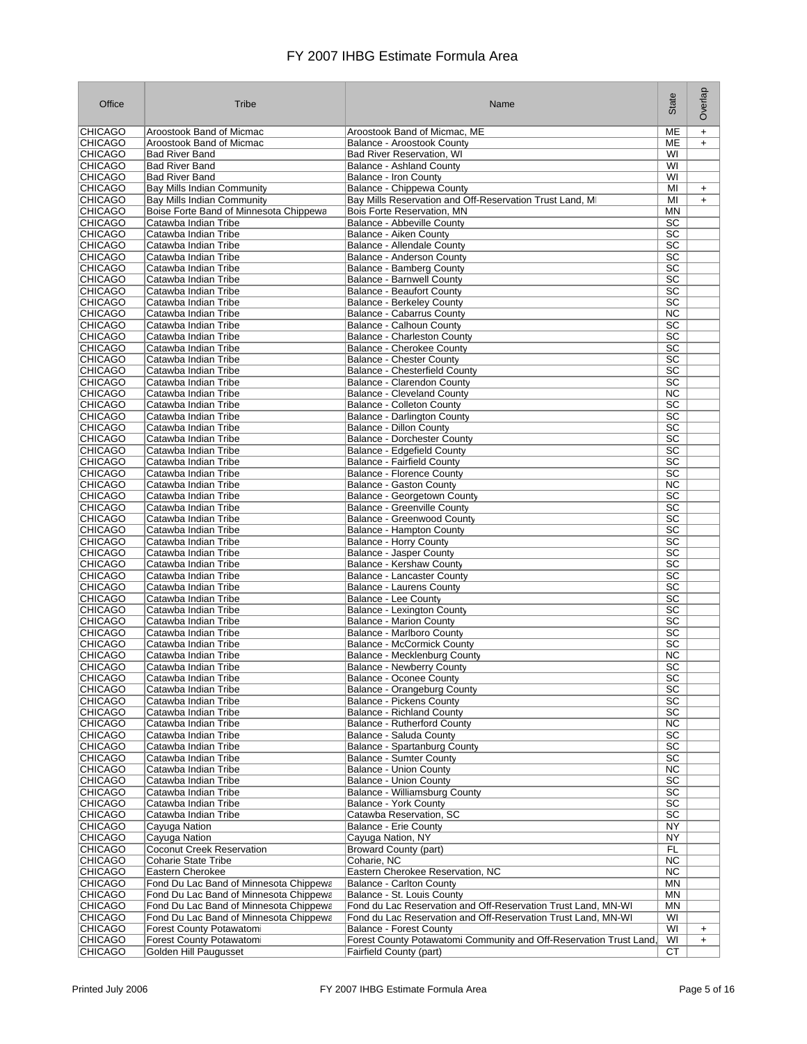# FY 2007 IHBG Estimate Formula Area

| Office | Tribe | Name | State | Overlap |
|---|---|---|---|---|
| CHICAGO | Aroostook Band of Micmac | Aroostook Band of Micmac, ME | ME | + |
| CHICAGO | Aroostook Band of Micmac | Balance - Aroostook County | ME | + |
| CHICAGO | Bad River Band | Bad River Reservation, WI | WI | |
| CHICAGO | Bad River Band | Balance - Ashland County | WI | |
| CHICAGO | Bad River Band | Balance - Iron County | WI | |
| CHICAGO | Bay Mills Indian Community | Balance - Chippewa County | MI | + |
| CHICAGO | Bay Mills Indian Community | Bay Mills Reservation and Off-Reservation Trust Land, MI | MI | + |
| CHICAGO | Boise Forte Band of Minnesota Chippewa | Bois Forte Reservation, MN | MN | |
| CHICAGO | Catawba Indian Tribe | Balance - Abbeville County | SC | |
| CHICAGO | Catawba Indian Tribe | Balance - Aiken County | SC | |
| CHICAGO | Catawba Indian Tribe | Balance - Allendale County | SC | |
| CHICAGO | Catawba Indian Tribe | Balance - Anderson County | SC | |
| CHICAGO | Catawba Indian Tribe | Balance - Bamberg County | SC | |
| CHICAGO | Catawba Indian Tribe | Balance - Barnwell County | SC | |
| CHICAGO | Catawba Indian Tribe | Balance - Beaufort County | SC | |
| CHICAGO | Catawba Indian Tribe | Balance - Berkeley County | SC | |
| CHICAGO | Catawba Indian Tribe | Balance - Cabarrus County | NC | |
| CHICAGO | Catawba Indian Tribe | Balance - Calhoun County | SC | |
| CHICAGO | Catawba Indian Tribe | Balance - Charleston County | SC | |
| CHICAGO | Catawba Indian Tribe | Balance - Cherokee County | SC | |
| CHICAGO | Catawba Indian Tribe | Balance - Chester County | SC | |
| CHICAGO | Catawba Indian Tribe | Balance - Chesterfield County | SC | |
| CHICAGO | Catawba Indian Tribe | Balance - Clarendon County | SC | |
| CHICAGO | Catawba Indian Tribe | Balance - Cleveland County | NC | |
| CHICAGO | Catawba Indian Tribe | Balance - Colleton County | SC | |
| CHICAGO | Catawba Indian Tribe | Balance - Darlington County | SC | |
| CHICAGO | Catawba Indian Tribe | Balance - Dillon County | SC | |
| CHICAGO | Catawba Indian Tribe | Balance - Dorchester County | SC | |
| CHICAGO | Catawba Indian Tribe | Balance - Edgefield County | SC | |
| CHICAGO | Catawba Indian Tribe | Balance - Fairfield County | SC | |
| CHICAGO | Catawba Indian Tribe | Balance - Florence County | SC | |
| CHICAGO | Catawba Indian Tribe | Balance - Gaston County | NC | |
| CHICAGO | Catawba Indian Tribe | Balance - Georgetown County | SC | |
| CHICAGO | Catawba Indian Tribe | Balance - Greenville County | SC | |
| CHICAGO | Catawba Indian Tribe | Balance - Greenwood County | SC | |
| CHICAGO | Catawba Indian Tribe | Balance - Hampton County | SC | |
| CHICAGO | Catawba Indian Tribe | Balance - Horry County | SC | |
| CHICAGO | Catawba Indian Tribe | Balance - Jasper County | SC | |
| CHICAGO | Catawba Indian Tribe | Balance - Kershaw County | SC | |
| CHICAGO | Catawba Indian Tribe | Balance - Lancaster County | SC | |
| CHICAGO | Catawba Indian Tribe | Balance - Laurens County | SC | |
| CHICAGO | Catawba Indian Tribe | Balance - Lee County | SC | |
| CHICAGO | Catawba Indian Tribe | Balance - Lexington County | SC | |
| CHICAGO | Catawba Indian Tribe | Balance - Marion County | SC | |
| CHICAGO | Catawba Indian Tribe | Balance - Marlboro County | SC | |
| CHICAGO | Catawba Indian Tribe | Balance - McCormick County | SC | |
| CHICAGO | Catawba Indian Tribe | Balance - Mecklenburg County | NC | |
| CHICAGO | Catawba Indian Tribe | Balance - Newberry County | SC | |
| CHICAGO | Catawba Indian Tribe | Balance - Oconee County | SC | |
| CHICAGO | Catawba Indian Tribe | Balance - Orangeburg County | SC | |
| CHICAGO | Catawba Indian Tribe | Balance - Pickens County | SC | |
| CHICAGO | Catawba Indian Tribe | Balance - Richland County | SC | |
| CHICAGO | Catawba Indian Tribe | Balance - Rutherford County | NC | |
| CHICAGO | Catawba Indian Tribe | Balance - Saluda County | SC | |
| CHICAGO | Catawba Indian Tribe | Balance - Spartanburg County | SC | |
| CHICAGO | Catawba Indian Tribe | Balance - Sumter County | SC | |
| CHICAGO | Catawba Indian Tribe | Balance - Union County | NC | |
| CHICAGO | Catawba Indian Tribe | Balance - Union County | SC | |
| CHICAGO | Catawba Indian Tribe | Balance - Williamsburg County | SC | |
| CHICAGO | Catawba Indian Tribe | Balance - York County | SC | |
| CHICAGO | Catawba Indian Tribe | Catawba Reservation, SC | SC | |
| CHICAGO | Cayuga Nation | Balance - Erie County | NY | |
| CHICAGO | Cayuga Nation | Cayuga Nation, NY | NY | |
| CHICAGO | Coconut Creek Reservation | Broward County (part) | FL | |
| CHICAGO | Coharie State Tribe | Coharie, NC | NC | |
| CHICAGO | Eastern Cherokee | Eastern Cherokee Reservation, NC | NC | |
| CHICAGO | Fond Du Lac Band of Minnesota Chippewa | Balance - Carlton County | MN | |
| CHICAGO | Fond Du Lac Band of Minnesota Chippewa | Balance - St. Louis County | MN | |
| CHICAGO | Fond Du Lac Band of Minnesota Chippewa | Fond du Lac Reservation and Off-Reservation Trust Land, MN-WI | MN | |
| CHICAGO | Fond Du Lac Band of Minnesota Chippewa | Fond du Lac Reservation and Off-Reservation Trust Land, MN-WI | WI | |
| CHICAGO | Forest County Potawatomi | Balance - Forest County | WI | + |
| CHICAGO | Forest County Potawatomi | Forest County Potawatomi Community and Off-Reservation Trust Land, | WI | + |
| CHICAGO | Golden Hill Paugusset | Fairfield County (part) | CT | |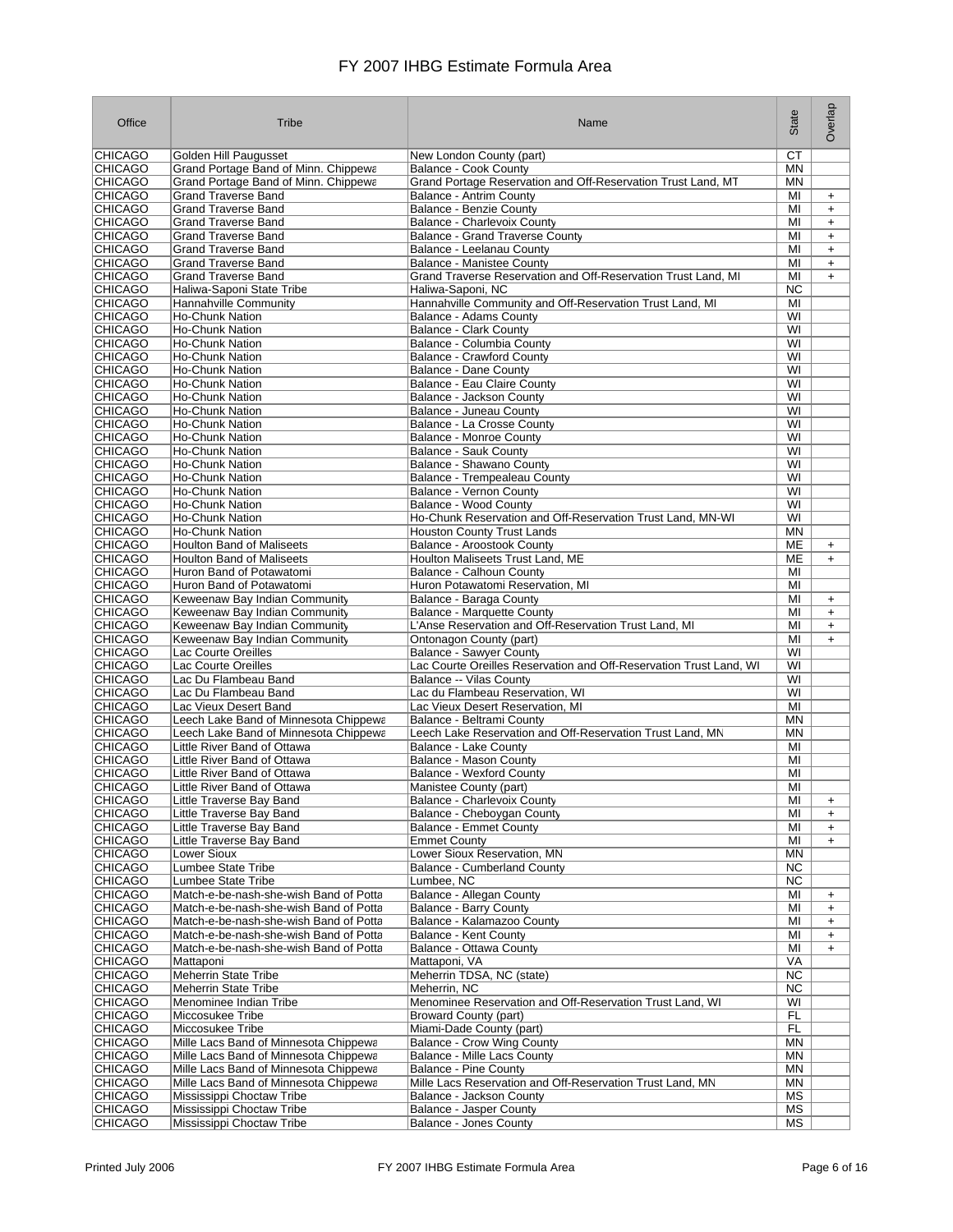# FY 2007 IHBG Estimate Formula Area

| Office | Tribe | Name | State | Overlap |
|---|---|---|---|---|
| CHICAGO | Golden Hill Paugusset | New London County (part) | CT | |
| CHICAGO | Grand Portage Band of Minn. Chippewa | Balance - Cook County | MN | |
| CHICAGO | Grand Portage Band of Minn. Chippewa | Grand Portage Reservation and Off-Reservation Trust Land, MT | MN | |
| CHICAGO | Grand Traverse Band | Balance - Antrim County | MI | + |
| CHICAGO | Grand Traverse Band | Balance - Benzie County | MI | + |
| CHICAGO | Grand Traverse Band | Balance - Charlevoix County | MI | + |
| CHICAGO | Grand Traverse Band | Balance - Grand Traverse County | MI | + |
| CHICAGO | Grand Traverse Band | Balance - Leelanau County | MI | + |
| CHICAGO | Grand Traverse Band | Balance - Manistee County | MI | + |
| CHICAGO | Grand Traverse Band | Grand Traverse Reservation and Off-Reservation Trust Land, MI | MI | + |
| CHICAGO | Haliwa-Saponi State Tribe | Haliwa-Saponi, NC | NC | |
| CHICAGO | Hannahville Community | Hannahville Community and Off-Reservation Trust Land, MI | MI | |
| CHICAGO | Ho-Chunk Nation | Balance - Adams County | WI | |
| CHICAGO | Ho-Chunk Nation | Balance - Clark County | WI | |
| CHICAGO | Ho-Chunk Nation | Balance - Columbia County | WI | |
| CHICAGO | Ho-Chunk Nation | Balance - Crawford County | WI | |
| CHICAGO | Ho-Chunk Nation | Balance - Dane County | WI | |
| CHICAGO | Ho-Chunk Nation | Balance - Eau Claire County | WI | |
| CHICAGO | Ho-Chunk Nation | Balance - Jackson County | WI | |
| CHICAGO | Ho-Chunk Nation | Balance - Juneau County | WI | |
| CHICAGO | Ho-Chunk Nation | Balance - La Crosse County | WI | |
| CHICAGO | Ho-Chunk Nation | Balance - Monroe County | WI | |
| CHICAGO | Ho-Chunk Nation | Balance - Sauk County | WI | |
| CHICAGO | Ho-Chunk Nation | Balance - Shawano County | WI | |
| CHICAGO | Ho-Chunk Nation | Balance - Trempealeau County | WI | |
| CHICAGO | Ho-Chunk Nation | Balance - Vernon County | WI | |
| CHICAGO | Ho-Chunk Nation | Balance - Wood County | WI | |
| CHICAGO | Ho-Chunk Nation | Ho-Chunk Reservation and Off-Reservation Trust Land, MN-WI | WI | |
| CHICAGO | Ho-Chunk Nation | Houston County Trust Lands | MN | |
| CHICAGO | Houlton Band of Maliseets | Balance - Aroostook County | ME | + |
| CHICAGO | Houlton Band of Maliseets | Houlton Maliseets Trust Land, ME | ME | + |
| CHICAGO | Huron Band of Potawatomi | Balance - Calhoun County | MI | |
| CHICAGO | Huron Band of Potawatomi | Huron Potawatomi Reservation, MI | MI | |
| CHICAGO | Keweenaw Bay Indian Community | Balance - Baraga County | MI | + |
| CHICAGO | Keweenaw Bay Indian Community | Balance - Marquette County | MI | + |
| CHICAGO | Keweenaw Bay Indian Community | L'Anse Reservation and Off-Reservation Trust Land, MI | MI | + |
| CHICAGO | Keweenaw Bay Indian Community | Ontonagon County (part) | MI | + |
| CHICAGO | Lac Courte Oreilles | Balance - Sawyer County | WI | |
| CHICAGO | Lac Courte Oreilles | Lac Courte Oreilles Reservation and Off-Reservation Trust Land, WI | WI | |
| CHICAGO | Lac Du Flambeau Band | Balance -- Vilas County | WI | |
| CHICAGO | Lac Du Flambeau Band | Lac du Flambeau Reservation, WI | WI | |
| CHICAGO | Lac Vieux Desert Band | Lac Vieux Desert Reservation, MI | MI | |
| CHICAGO | Leech Lake Band of Minnesota Chippewa | Balance - Beltrami County | MN | |
| CHICAGO | Leech Lake Band of Minnesota Chippewa | Leech Lake Reservation and Off-Reservation Trust Land, MN | MN | |
| CHICAGO | Little River Band of Ottawa | Balance - Lake County | MI | |
| CHICAGO | Little River Band of Ottawa | Balance - Mason County | MI | |
| CHICAGO | Little River Band of Ottawa | Balance - Wexford County | MI | |
| CHICAGO | Little River Band of Ottawa | Manistee County (part) | MI | |
| CHICAGO | Little Traverse Bay Band | Balance - Charlevoix County | MI | + |
| CHICAGO | Little Traverse Bay Band | Balance - Cheboygan County | MI | + |
| CHICAGO | Little Traverse Bay Band | Balance - Emmet County | MI | + |
| CHICAGO | Little Traverse Bay Band | Emmet County | MI | + |
| CHICAGO | Lower Sioux | Lower Sioux Reservation, MN | MN | |
| CHICAGO | Lumbee State Tribe | Balance - Cumberland County | NC | |
| CHICAGO | Lumbee State Tribe | Lumbee, NC | NC | |
| CHICAGO | Match-e-be-nash-she-wish Band of Potta | Balance - Allegan County | MI | + |
| CHICAGO | Match-e-be-nash-she-wish Band of Potta | Balance - Barry County | MI | + |
| CHICAGO | Match-e-be-nash-she-wish Band of Potta | Balance - Kalamazoo County | MI | + |
| CHICAGO | Match-e-be-nash-she-wish Band of Potta | Balance - Kent County | MI | + |
| CHICAGO | Match-e-be-nash-she-wish Band of Potta | Balance - Ottawa County | MI | + |
| CHICAGO | Mattaponi | Mattaponi, VA | VA | |
| CHICAGO | Meherrin State Tribe | Meherrin TDSA, NC (state) | NC | |
| CHICAGO | Meherrin State Tribe | Meherrin, NC | NC | |
| CHICAGO | Menominee Indian Tribe | Menominee Reservation and Off-Reservation Trust Land, WI | WI | |
| CHICAGO | Miccosukee Tribe | Broward County (part) | FL | |
| CHICAGO | Miccosukee Tribe | Miami-Dade County (part) | FL | |
| CHICAGO | Mille Lacs Band of Minnesota Chippewa | Balance - Crow Wing County | MN | |
| CHICAGO | Mille Lacs Band of Minnesota Chippewa | Balance - Mille Lacs County | MN | |
| CHICAGO | Mille Lacs Band of Minnesota Chippewa | Balance - Pine County | MN | |
| CHICAGO | Mille Lacs Band of Minnesota Chippewa | Mille Lacs Reservation and Off-Reservation Trust Land, MN | MN | |
| CHICAGO | Mississippi Choctaw Tribe | Balance - Jackson County | MS | |
| CHICAGO | Mississippi Choctaw Tribe | Balance - Jasper County | MS | |
| CHICAGO | Mississippi Choctaw Tribe | Balance - Jones County | MS | |

Printed July 2006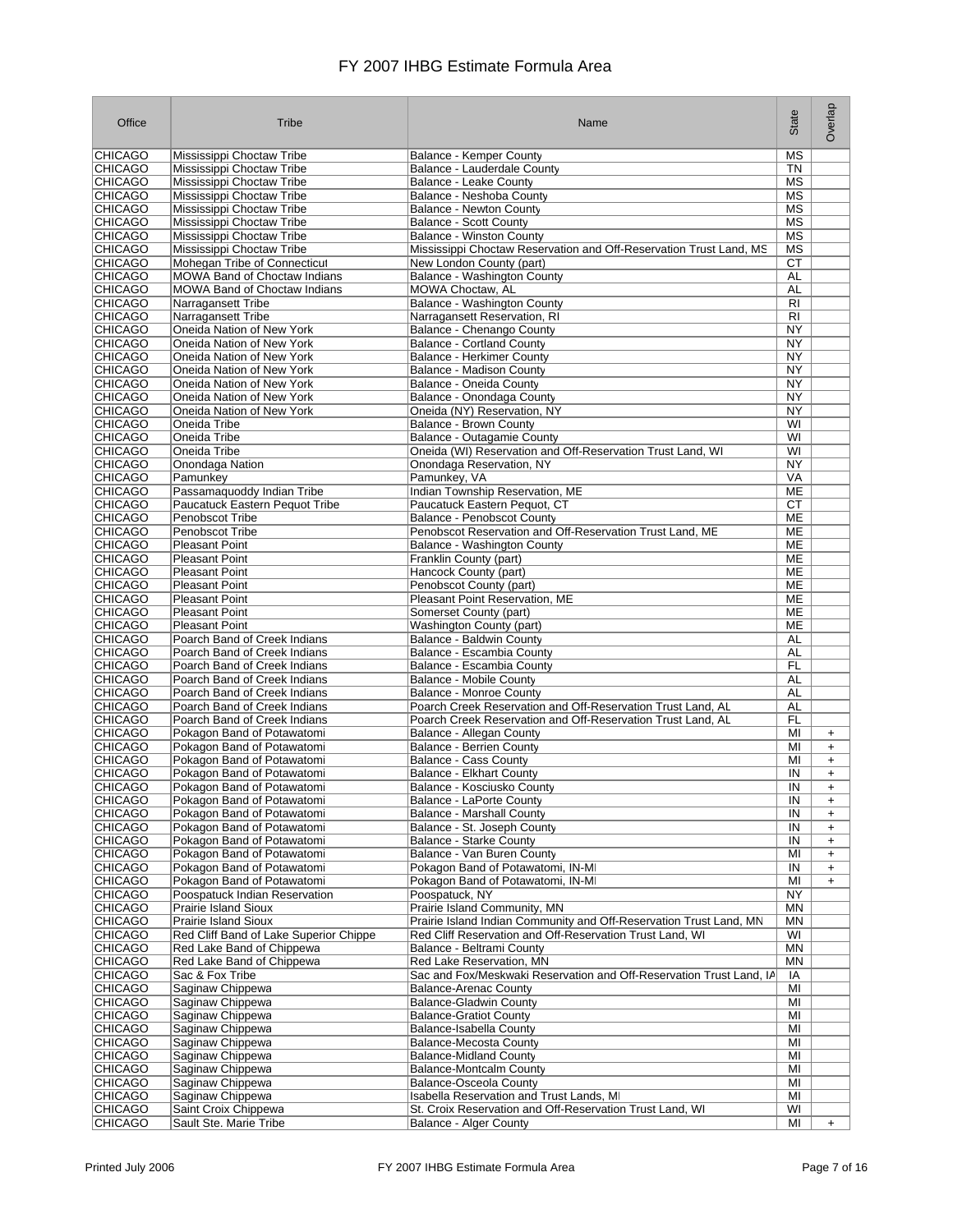# FY 2007 IHBG Estimate Formula Area

| Office | Tribe | Name | State | Overlap |
|---|---|---|---|---|
| CHICAGO | Mississippi Choctaw Tribe | Balance - Kemper County | MS | |
| CHICAGO | Mississippi Choctaw Tribe | Balance - Lauderdale County | TN | |
| CHICAGO | Mississippi Choctaw Tribe | Balance - Leake County | MS | |
| CHICAGO | Mississippi Choctaw Tribe | Balance - Neshoba County | MS | |
| CHICAGO | Mississippi Choctaw Tribe | Balance - Newton County | MS | |
| CHICAGO | Mississippi Choctaw Tribe | Balance - Scott County | MS | |
| CHICAGO | Mississippi Choctaw Tribe | Balance - Winston County | MS | |
| CHICAGO | Mississippi Choctaw Tribe | Mississippi Choctaw Reservation and Off-Reservation Trust Land, MS | MS | |
| CHICAGO | Mohegan Tribe of Connecticut | New London County (part) | CT | |
| CHICAGO | MOWA Band of Choctaw Indians | Balance - Washington County | AL | |
| CHICAGO | MOWA Band of Choctaw Indians | MOWA Choctaw, AL | AL | |
| CHICAGO | Narragansett Tribe | Balance - Washington County | RI | |
| CHICAGO | Narragansett Tribe | Narragansett Reservation, RI | RI | |
| CHICAGO | Oneida Nation of New York | Balance - Chenango County | NY | |
| CHICAGO | Oneida Nation of New York | Balance - Cortland County | NY | |
| CHICAGO | Oneida Nation of New York | Balance - Herkimer County | NY | |
| CHICAGO | Oneida Nation of New York | Balance - Madison County | NY | |
| CHICAGO | Oneida Nation of New York | Balance - Oneida County | NY | |
| CHICAGO | Oneida Nation of New York | Balance - Onondaga County | NY | |
| CHICAGO | Oneida Nation of New York | Oneida (NY) Reservation, NY | NY | |
| CHICAGO | Oneida Tribe | Balance - Brown County | WI | |
| CHICAGO | Oneida Tribe | Balance - Outagamie County | WI | |
| CHICAGO | Oneida Tribe | Oneida (WI) Reservation and Off-Reservation Trust Land, WI | WI | |
| CHICAGO | Onondaga Nation | Onondaga Reservation, NY | NY | |
| CHICAGO | Pamunkey | Pamunkey, VA | VA | |
| CHICAGO | Passamaquoddy Indian Tribe | Indian Township Reservation, ME | ME | |
| CHICAGO | Paucatuck Eastern Pequot Tribe | Paucatuck Eastern Pequot, CT | CT | |
| CHICAGO | Penobscot Tribe | Balance - Penobscot County | ME | |
| CHICAGO | Penobscot Tribe | Penobscot Reservation and Off-Reservation Trust Land, ME | ME | |
| CHICAGO | Pleasant Point | Balance - Washington County | ME | |
| CHICAGO | Pleasant Point | Franklin County (part) | ME | |
| CHICAGO | Pleasant Point | Hancock County (part) | ME | |
| CHICAGO | Pleasant Point | Penobscot County (part) | ME | |
| CHICAGO | Pleasant Point | Pleasant Point Reservation, ME | ME | |
| CHICAGO | Pleasant Point | Somerset County (part) | ME | |
| CHICAGO | Pleasant Point | Washington County (part) | ME | |
| CHICAGO | Poarch Band of Creek Indians | Balance - Baldwin County | AL | |
| CHICAGO | Poarch Band of Creek Indians | Balance - Escambia County | AL | |
| CHICAGO | Poarch Band of Creek Indians | Balance - Escambia County | FL | |
| CHICAGO | Poarch Band of Creek Indians | Balance - Mobile County | AL | |
| CHICAGO | Poarch Band of Creek Indians | Balance - Monroe County | AL | |
| CHICAGO | Poarch Band of Creek Indians | Poarch Creek Reservation and Off-Reservation Trust Land, AL | AL | |
| CHICAGO | Poarch Band of Creek Indians | Poarch Creek Reservation and Off-Reservation Trust Land, AL | FL | |
| CHICAGO | Pokagon Band of Potawatomi | Balance - Allegan County | MI | + |
| CHICAGO | Pokagon Band of Potawatomi | Balance - Berrien County | MI | + |
| CHICAGO | Pokagon Band of Potawatomi | Balance - Cass County | MI | + |
| CHICAGO | Pokagon Band of Potawatomi | Balance - Elkhart County | IN | + |
| CHICAGO | Pokagon Band of Potawatomi | Balance - Kosciusko County | IN | + |
| CHICAGO | Pokagon Band of Potawatomi | Balance - LaPorte County | IN | + |
| CHICAGO | Pokagon Band of Potawatomi | Balance - Marshall County | IN | + |
| CHICAGO | Pokagon Band of Potawatomi | Balance - St. Joseph County | IN | + |
| CHICAGO | Pokagon Band of Potawatomi | Balance - Starke County | IN | + |
| CHICAGO | Pokagon Band of Potawatomi | Balance - Van Buren County | MI | + |
| CHICAGO | Pokagon Band of Potawatomi | Pokagon Band of Potawatomi, IN-MI | IN | + |
| CHICAGO | Pokagon Band of Potawatomi | Pokagon Band of Potawatomi, IN-MI | MI | + |
| CHICAGO | Poospatuck Indian Reservation | Poospatuck, NY | NY | |
| CHICAGO | Prairie Island Sioux | Prairie Island Community, MN | MN | |
| CHICAGO | Prairie Island Sioux | Prairie Island Indian Community and Off-Reservation Trust Land, MN | MN | |
| CHICAGO | Red Cliff Band of Lake Superior Chippe | Red Cliff Reservation and Off-Reservation Trust Land, WI | WI | |
| CHICAGO | Red Lake Band of Chippewa | Balance - Beltrami County | MN | |
| CHICAGO | Red Lake Band of Chippewa | Red Lake Reservation, MN | MN | |
| CHICAGO | Sac & Fox Tribe | Sac and Fox/Meskwaki Reservation and Off-Reservation Trust Land, IA | IA | |
| CHICAGO | Saginaw Chippewa | Balance-Arenac County | MI | |
| CHICAGO | Saginaw Chippewa | Balance-Gladwin County | MI | |
| CHICAGO | Saginaw Chippewa | Balance-Gratiot County | MI | |
| CHICAGO | Saginaw Chippewa | Balance-Isabella County | MI | |
| CHICAGO | Saginaw Chippewa | Balance-Mecosta County | MI | |
| CHICAGO | Saginaw Chippewa | Balance-Midland County | MI | |
| CHICAGO | Saginaw Chippewa | Balance-Montcalm County | MI | |
| CHICAGO | Saginaw Chippewa | Balance-Osceola County | MI | |
| CHICAGO | Saginaw Chippewa | Isabella Reservation and Trust Lands, MI | MI | |
| CHICAGO | Saint Croix Chippewa | St. Croix Reservation and Off-Reservation Trust Land, WI | WI | |
| CHICAGO | Sault Ste. Marie Tribe | Balance - Alger County | MI | + |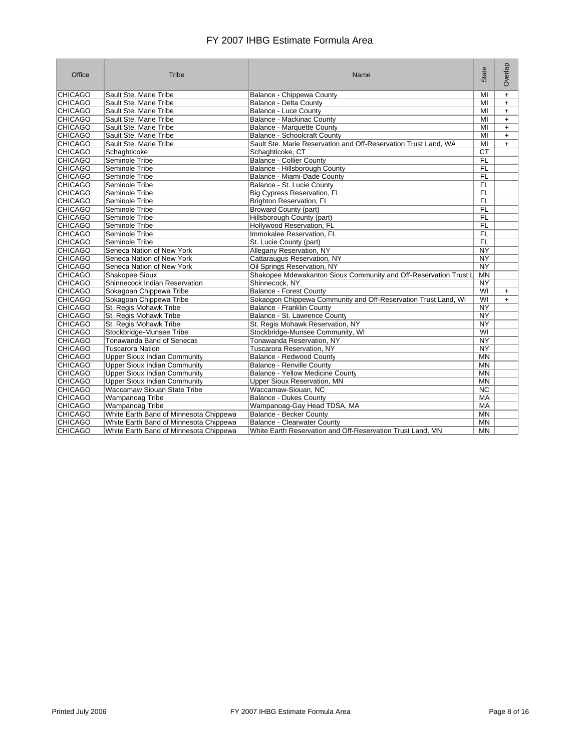# FY 2007 IHBG Estimate Formula Area

| Office | Tribe | Name | State | Overlap |
|---|---|---|---|---|
| CHICAGO | Sault Ste. Marie Tribe | Balance - Chippewa County | MI | + |
| CHICAGO | Sault Ste. Marie Tribe | Balance - Delta County | MI | + |
| CHICAGO | Sault Ste. Marie Tribe | Balance - Luce County | MI | + |
| CHICAGO | Sault Ste. Marie Tribe | Balance - Mackinac County | MI | + |
| CHICAGO | Sault Ste. Marie Tribe | Balance - Marquette County | MI | + |
| CHICAGO | Sault Ste. Marie Tribe | Balance - Schoolcraft County | MI | + |
| CHICAGO | Sault Ste. Marie Tribe | Sault Ste. Marie Reservation and Off-Reservation Trust Land, WA | MI | + |
| CHICAGO | Schaghticoke | Schaghticoke, CT | CT | |
| CHICAGO | Seminole Tribe | Balance - Collier County | FL | |
| CHICAGO | Seminole Tribe | Balance - Hillsborough County | FL | |
| CHICAGO | Seminole Tribe | Balance - Miami-Dade County | FL | |
| CHICAGO | Seminole Tribe | Balance - St. Lucie County | FL | |
| CHICAGO | Seminole Tribe | Big Cypress Reservation, FL | FL | |
| CHICAGO | Seminole Tribe | Brighton Reservation, FL | FL | |
| CHICAGO | Seminole Tribe | Broward County (part) | FL | |
| CHICAGO | Seminole Tribe | Hillsborough County (part) | FL | |
| CHICAGO | Seminole Tribe | Hollywood Reservation, FL | FL | |
| CHICAGO | Seminole Tribe | Immokalee Reservation, FL | FL | |
| CHICAGO | Seminole Tribe | St. Lucie County (part) | FL | |
| CHICAGO | Seneca Nation of New York | Allegany Reservation, NY | NY | |
| CHICAGO | Seneca Nation of New York | Cattaraugus Reservation, NY | NY | |
| CHICAGO | Seneca Nation of New York | Oil Springs Reservation, NY | NY | |
| CHICAGO | Shakopee Sioux | Shakopee Mdewakanton Sioux Community and Off-Reservation Trust L | MN | |
| CHICAGO | Shinnecock Indian Reservation | Shinnecock, NY | NY | |
| CHICAGO | Sokagoan Chippewa Tribe | Balance - Forest County | WI | + |
| CHICAGO | Sokagoan Chippewa Tribe | Sokaogon Chippewa Community and Off-Reservation Trust Land, WI | WI | + |
| CHICAGO | St. Regis Mohawk Tribe | Balance - Franklin County | NY | |
| CHICAGO | St. Regis Mohawk Tribe | Balance - St. Lawrence County | NY | |
| CHICAGO | St. Regis Mohawk Tribe | St. Regis Mohawk Reservation, NY | NY | |
| CHICAGO | Stockbridge-Munsee Tribe | Stockbridge-Munsee Community, WI | WI | |
| CHICAGO | Tonawanda Band of Senecas | Tonawanda Reservation, NY | NY | |
| CHICAGO | Tuscarora Nation | Tuscarora Reservation, NY | NY | |
| CHICAGO | Upper Sioux Indian Community | Balance - Redwood County | MN | |
| CHICAGO | Upper Sioux Indian Community | Balance - Renville County | MN | |
| CHICAGO | Upper Sioux Indian Community | Balance - Yellow Medicine County | MN | |
| CHICAGO | Upper Sioux Indian Community | Upper Sioux Reservation, MN | MN | |
| CHICAGO | Waccamaw Siouan State Tribe | Waccamaw-Siouan, NC | NC | |
| CHICAGO | Wampanoag Tribe | Balance - Dukes County | MA | |
| CHICAGO | Wampanoag Tribe | Wampanoag-Gay Head TDSA, MA | MA | |
| CHICAGO | White Earth Band of Minnesota Chippewa | Balance - Becker County | MN | |
| CHICAGO | White Earth Band of Minnesota Chippewa | Balance - Clearwater County | MN | |
| CHICAGO | White Earth Band of Minnesota Chippewa | White Earth Reservation and Off-Reservation Trust Land, MN | MN | |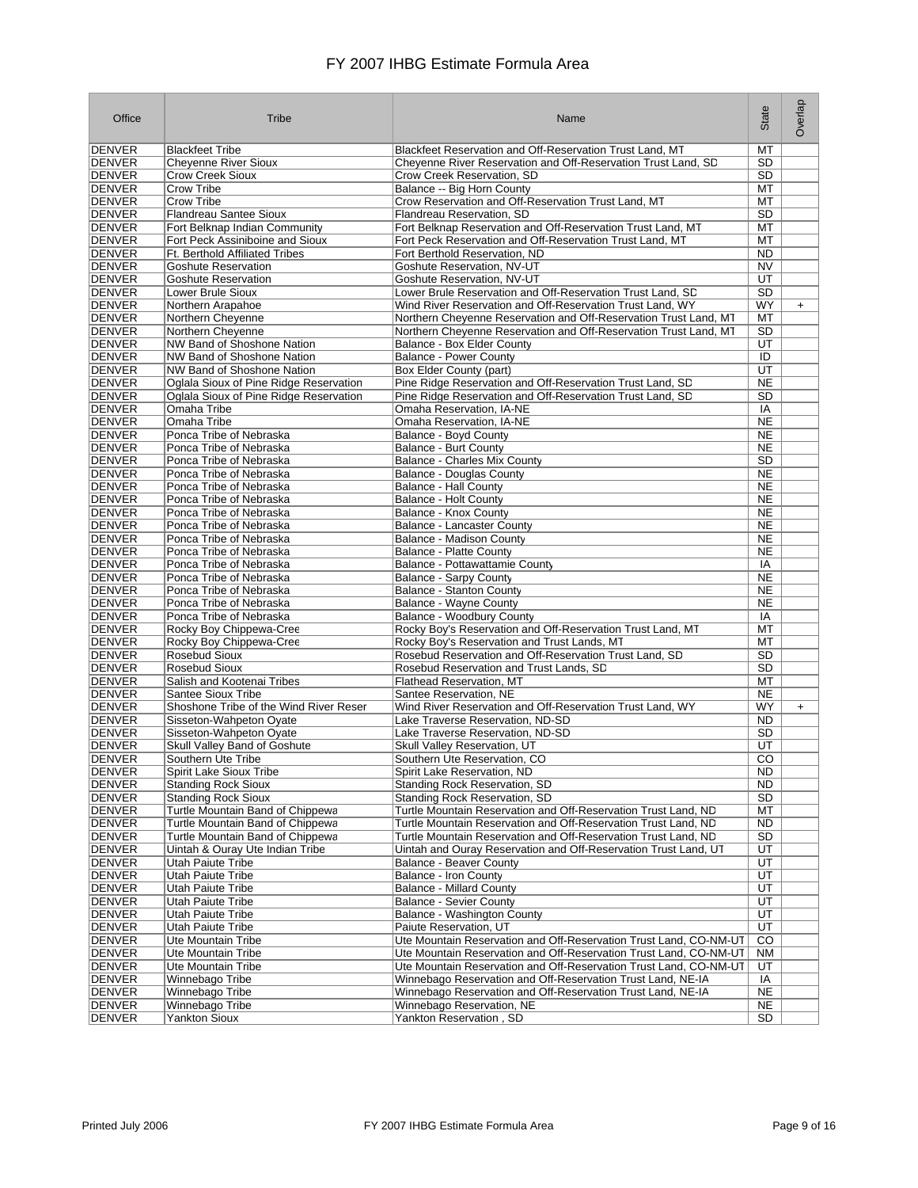# FY 2007 IHBG Estimate Formula Area

| Office | Tribe | Name | State | Overlap |
|---|---|---|---|---|
| DENVER | Blackfeet Tribe | Blackfeet Reservation and Off-Reservation Trust Land, MT | MT | |
| DENVER | Cheyenne River Sioux | Cheyenne River Reservation and Off-Reservation Trust Land, SD | SD | |
| DENVER | Crow Creek Sioux | Crow Creek Reservation, SD | SD | |
| DENVER | Crow Tribe | Balance -- Big Horn County | MT | |
| DENVER | Crow Tribe | Crow Reservation and Off-Reservation Trust Land, MT | MT | |
| DENVER | Flandreau Santee Sioux | Flandreau Reservation, SD | SD | |
| DENVER | Fort Belknap Indian Community | Fort Belknap Reservation and Off-Reservation Trust Land, MT | MT | |
| DENVER | Fort Peck Assiniboine and Sioux | Fort Peck Reservation and Off-Reservation Trust Land, MT | MT | |
| DENVER | Ft. Berthold Affiliated Tribes | Fort Berthold Reservation, ND | ND | |
| DENVER | Goshute Reservation | Goshute Reservation, NV-UT | NV | |
| DENVER | Goshute Reservation | Goshute Reservation, NV-UT | UT | |
| DENVER | Lower Brule Sioux | Lower Brule Reservation and Off-Reservation Trust Land, SD | SD | |
| DENVER | Northern Arapahoe | Wind River Reservation and Off-Reservation Trust Land, WY | WY | + |
| DENVER | Northern Cheyenne | Northern Cheyenne Reservation and Off-Reservation Trust Land, MT | MT | |
| DENVER | Northern Cheyenne | Northern Cheyenne Reservation and Off-Reservation Trust Land, MT | SD | |
| DENVER | NW Band of Shoshone Nation | Balance - Box Elder County | UT | |
| DENVER | NW Band of Shoshone Nation | Balance - Power County | ID | |
| DENVER | NW Band of Shoshone Nation | Box Elder County (part) | UT | |
| DENVER | Oglala Sioux of Pine Ridge Reservation | Pine Ridge Reservation and Off-Reservation Trust Land, SD | NE | |
| DENVER | Oglala Sioux of Pine Ridge Reservation | Pine Ridge Reservation and Off-Reservation Trust Land, SD | SD | |
| DENVER | Omaha Tribe | Omaha Reservation, IA-NE | IA | |
| DENVER | Omaha Tribe | Omaha Reservation, IA-NE | NE | |
| DENVER | Ponca Tribe of Nebraska | Balance - Boyd County | NE | |
| DENVER | Ponca Tribe of Nebraska | Balance - Burt County | NE | |
| DENVER | Ponca Tribe of Nebraska | Balance - Charles Mix County | SD | |
| DENVER | Ponca Tribe of Nebraska | Balance - Douglas County | NE | |
| DENVER | Ponca Tribe of Nebraska | Balance - Hall County | NE | |
| DENVER | Ponca Tribe of Nebraska | Balance - Holt County | NE | |
| DENVER | Ponca Tribe of Nebraska | Balance - Knox County | NE | |
| DENVER | Ponca Tribe of Nebraska | Balance - Lancaster County | NE | |
| DENVER | Ponca Tribe of Nebraska | Balance - Madison County | NE | |
| DENVER | Ponca Tribe of Nebraska | Balance - Platte County | NE | |
| DENVER | Ponca Tribe of Nebraska | Balance - Pottawattamie County | IA | |
| DENVER | Ponca Tribe of Nebraska | Balance - Sarpy County | NE | |
| DENVER | Ponca Tribe of Nebraska | Balance - Stanton County | NE | |
| DENVER | Ponca Tribe of Nebraska | Balance - Wayne County | NE | |
| DENVER | Ponca Tribe of Nebraska | Balance - Woodbury County | IA | |
| DENVER | Rocky Boy Chippewa-Cree | Rocky Boy's Reservation and Off-Reservation Trust Land, MT | MT | |
| DENVER | Rocky Boy Chippewa-Cree | Rocky Boy's Reservation and Trust Lands, MT | MT | |
| DENVER | Rosebud Sioux | Rosebud Reservation and Off-Reservation Trust Land, SD | SD | |
| DENVER | Rosebud Sioux | Rosebud Reservation and Trust Lands, SD | SD | |
| DENVER | Salish and Kootenai Tribes | Flathead Reservation, MT | MT | |
| DENVER | Santee Sioux Tribe | Santee Reservation, NE | NE | |
| DENVER | Shoshone Tribe of the Wind River Reser | Wind River Reservation and Off-Reservation Trust Land, WY | WY | + |
| DENVER | Sisseton-Wahpeton Oyate | Lake Traverse Reservation, ND-SD | ND | |
| DENVER | Sisseton-Wahpeton Oyate | Lake Traverse Reservation, ND-SD | SD | |
| DENVER | Skull Valley Band of Goshute | Skull Valley Reservation, UT | UT | |
| DENVER | Southern Ute Tribe | Southern Ute Reservation, CO | CO | |
| DENVER | Spirit Lake Sioux Tribe | Spirit Lake Reservation, ND | ND | |
| DENVER | Standing Rock Sioux | Standing Rock Reservation, SD | ND | |
| DENVER | Standing Rock Sioux | Standing Rock Reservation, SD | SD | |
| DENVER | Turtle Mountain Band of Chippewa | Turtle Mountain Reservation and Off-Reservation Trust Land, ND | MT | |
| DENVER | Turtle Mountain Band of Chippewa | Turtle Mountain Reservation and Off-Reservation Trust Land, ND | ND | |
| DENVER | Turtle Mountain Band of Chippewa | Turtle Mountain Reservation and Off-Reservation Trust Land, ND | SD | |
| DENVER | Uintah & Ouray Ute Indian Tribe | Uintah and Ouray Reservation and Off-Reservation Trust Land, UT | UT | |
| DENVER | Utah Paiute Tribe | Balance - Beaver County | UT | |
| DENVER | Utah Paiute Tribe | Balance - Iron County | UT | |
| DENVER | Utah Paiute Tribe | Balance - Millard County | UT | |
| DENVER | Utah Paiute Tribe | Balance - Sevier County | UT | |
| DENVER | Utah Paiute Tribe | Balance - Washington County | UT | |
| DENVER | Utah Paiute Tribe | Paiute Reservation, UT | UT | |
| DENVER | Ute Mountain Tribe | Ute Mountain Reservation and Off-Reservation Trust Land, CO-NM-UT | CO | |
| DENVER | Ute Mountain Tribe | Ute Mountain Reservation and Off-Reservation Trust Land, CO-NM-UT | NM | |
| DENVER | Ute Mountain Tribe | Ute Mountain Reservation and Off-Reservation Trust Land, CO-NM-UT | UT | |
| DENVER | Winnebago Tribe | Winnebago Reservation and Off-Reservation Trust Land, NE-IA | IA | |
| DENVER | Winnebago Tribe | Winnebago Reservation and Off-Reservation Trust Land, NE-IA | NE | |
| DENVER | Winnebago Tribe | Winnebago Reservation, NE | NE | |
| DENVER | Yankton Sioux | Yankton Reservation , SD | SD | |

Printed July 2006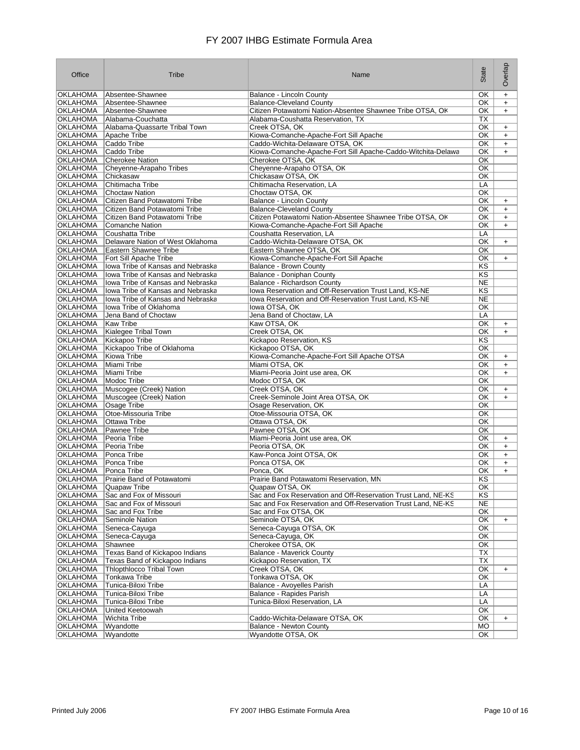# FY 2007 IHBG Estimate Formula Area

| Office | Tribe | Name | State | Overlap |
|---|---|---|---|---|
| OKLAHOMA | Absentee-Shawnee | Balance - Lincoln County | OK | + |
| OKLAHOMA | Absentee-Shawnee | Balance-Cleveland County | OK | + |
| OKLAHOMA | Absentee-Shawnee | Citizen Potawatomi Nation-Absentee Shawnee Tribe OTSA, OK | OK | + |
| OKLAHOMA | Alabama-Couchatta | Alabama-Coushatta Reservation, TX | TX | |
| OKLAHOMA | Alabama-Quassarte Tribal Town | Creek OTSA, OK | OK | + |
| OKLAHOMA | Apache Tribe | Kiowa-Comanche-Apache-Fort Sill Apache | OK | + |
| OKLAHOMA | Caddo Tribe | Caddo-Wichita-Delaware OTSA, OK | OK | + |
| OKLAHOMA | Caddo Tribe | Kiowa-Comanche-Apache-Fort Sill Apache-Caddo-Witchita-Delawa | OK | + |
| OKLAHOMA | Cherokee Nation | Cherokee OTSA, OK | OK | |
| OKLAHOMA | Cheyenne-Arapaho Tribes | Cheyenne-Arapaho OTSA, OK | OK | |
| OKLAHOMA | Chickasaw | Chickasaw OTSA, OK | OK | |
| OKLAHOMA | Chitimacha Tribe | Chitimacha Reservation, LA | LA | |
| OKLAHOMA | Choctaw Nation | Choctaw OTSA, OK | OK | |
| OKLAHOMA | Citizen Band Potawatomi Tribe | Balance - Lincoln County | OK | + |
| OKLAHOMA | Citizen Band Potawatomi Tribe | Balance-Cleveland County | OK | + |
| OKLAHOMA | Citizen Band Potawatomi Tribe | Citizen Potawatomi Nation-Absentee Shawnee Tribe OTSA, OK | OK | + |
| OKLAHOMA | Comanche Nation | Kiowa-Comanche-Apache-Fort Sill Apache | OK | + |
| OKLAHOMA | Coushatta Tribe | Coushatta Reservation, LA | LA | |
| OKLAHOMA | Delaware Nation of West Oklahoma | Caddo-Wichita-Delaware OTSA, OK | OK | + |
| OKLAHOMA | Eastern Shawnee Tribe | Eastern Shawnee OTSA, OK | OK | |
| OKLAHOMA | Fort Sill Apache Tribe | Kiowa-Comanche-Apache-Fort Sill Apache | OK | + |
| OKLAHOMA | Iowa Tribe of Kansas and Nebraska | Balance - Brown County | KS | |
| OKLAHOMA | Iowa Tribe of Kansas and Nebraska | Balance - Doniphan County | KS | |
| OKLAHOMA | Iowa Tribe of Kansas and Nebraska | Balance - Richardson County | NE | |
| OKLAHOMA | Iowa Tribe of Kansas and Nebraska | Iowa Reservation and Off-Reservation Trust Land, KS-NE | KS | |
| OKLAHOMA | Iowa Tribe of Kansas and Nebraska | Iowa Reservation and Off-Reservation Trust Land, KS-NE | NE | |
| OKLAHOMA | Iowa Tribe of Oklahoma | Iowa OTSA, OK | OK | |
| OKLAHOMA | Jena Band of Choctaw | Jena Band of Choctaw, LA | LA | |
| OKLAHOMA | Kaw Tribe | Kaw OTSA, OK | OK | + |
| OKLAHOMA | Kialegee Tribal Town | Creek OTSA, OK | OK | + |
| OKLAHOMA | Kickapoo Tribe | Kickapoo Reservation, KS | KS | |
| OKLAHOMA | Kickapoo Tribe of Oklahoma | Kickapoo OTSA, OK | OK | |
| OKLAHOMA | Kiowa Tribe | Kiowa-Comanche-Apache-Fort Sill Apache OTSA | OK | + |
| OKLAHOMA | Miami Tribe | Miami OTSA, OK | OK | + |
| OKLAHOMA | Miami Tribe | Miami-Peoria Joint use area, OK | OK | + |
| OKLAHOMA | Modoc Tribe | Modoc OTSA, OK | OK | |
| OKLAHOMA | Muscogee (Creek) Nation | Creek OTSA, OK | OK | + |
| OKLAHOMA | Muscogee (Creek) Nation | Creek-Seminole Joint Area OTSA, OK | OK | + |
| OKLAHOMA | Osage Tribe | Osage Reservation, OK | OK | |
| OKLAHOMA | Otoe-Missouria Tribe | Otoe-Missouria OTSA, OK | OK | |
| OKLAHOMA | Ottawa Tribe | Ottawa OTSA, OK | OK | |
| OKLAHOMA | Pawnee Tribe | Pawnee OTSA, OK | OK | |
| OKLAHOMA | Peoria Tribe | Miami-Peoria Joint use area, OK | OK | + |
| OKLAHOMA | Peoria Tribe | Peoria OTSA, OK | OK | + |
| OKLAHOMA | Ponca Tribe | Kaw-Ponca Joint OTSA, OK | OK | + |
| OKLAHOMA | Ponca Tribe | Ponca OTSA, OK | OK | + |
| OKLAHOMA | Ponca Tribe | Ponca, OK | OK | + |
| OKLAHOMA | Prairie Band of Potawatomi | Prairie Band Potawatomi Reservation, MN | KS | |
| OKLAHOMA | Quapaw Tribe | Quapaw OTSA, OK | OK | |
| OKLAHOMA | Sac and Fox of Missouri | Sac and Fox Reservation and Off-Reservation Trust Land, NE-KS | KS | |
| OKLAHOMA | Sac and Fox of Missouri | Sac and Fox Reservation and Off-Reservation Trust Land, NE-KS | NE | |
| OKLAHOMA | Sac and Fox Tribe | Sac and Fox OTSA, OK | OK | |
| OKLAHOMA | Seminole Nation | Seminole OTSA, OK | OK | + |
| OKLAHOMA | Seneca-Cayuga | Seneca-Cayuga OTSA, OK | OK | |
| OKLAHOMA | Seneca-Cayuga | Seneca-Cayuga, OK | OK | |
| OKLAHOMA | Shawnee | Cherokee OTSA, OK | OK | |
| OKLAHOMA | Texas Band of Kickapoo Indians | Balance - Maverick County | TX | |
| OKLAHOMA | Texas Band of Kickapoo Indians | Kickapoo Reservation, TX | TX | |
| OKLAHOMA | Thlopthlocco Tribal Town | Creek OTSA, OK | OK | + |
| OKLAHOMA | Tonkawa Tribe | Tonkawa OTSA, OK | OK | |
| OKLAHOMA | Tunica-Biloxi Tribe | Balance - Avoyelles Parish | LA | |
| OKLAHOMA | Tunica-Biloxi Tribe | Balance - Rapides Parish | LA | |
| OKLAHOMA | Tunica-Biloxi Tribe | Tunica-Biloxi Reservation, LA | LA | |
| OKLAHOMA | United Keetoowah | | OK | |
| OKLAHOMA | Wichita Tribe | Caddo-Wichita-Delaware OTSA, OK | OK | + |
| OKLAHOMA | Wyandotte | Balance - Newton County | MO | |
| OKLAHOMA | Wyandotte | Wyandotte OTSA, OK | OK | |

Printed July 2006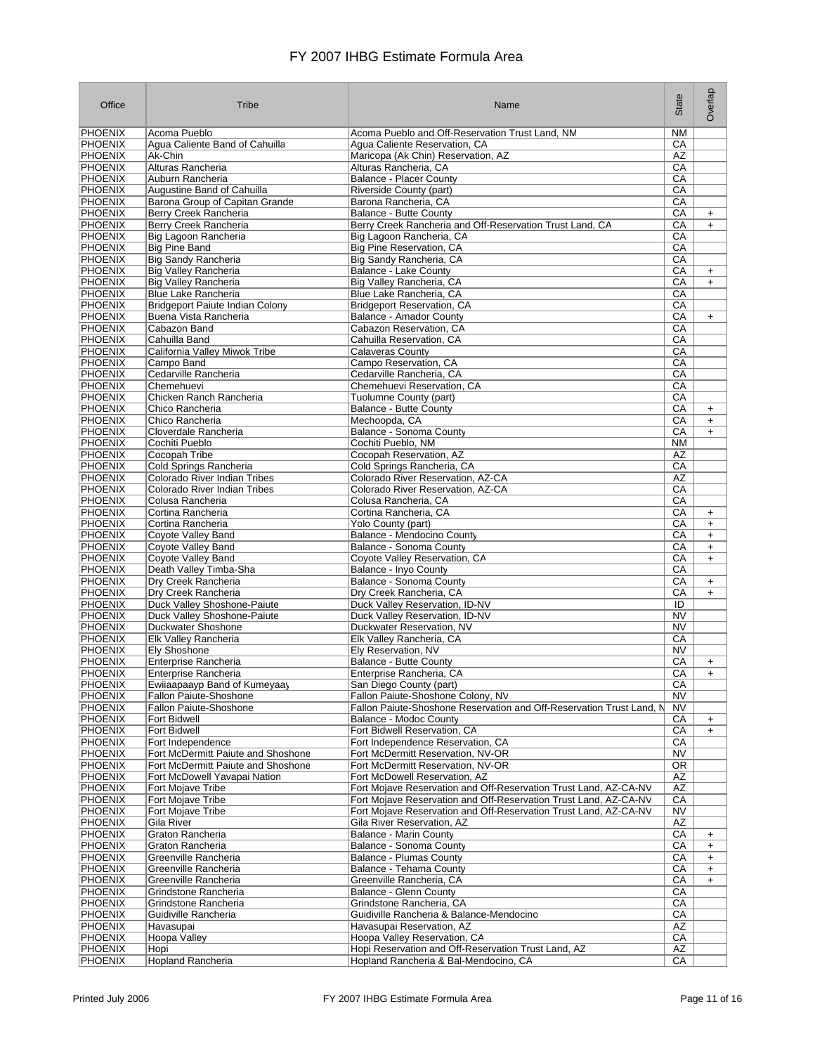# FY 2007 IHBG Estimate Formula Area

| Office | Tribe | Name | State | Overlap |
|---|---|---|---|---|
| PHOENIX | Acoma Pueblo | Acoma Pueblo and Off-Reservation Trust Land, NM | NM | |
| PHOENIX | Agua Caliente Band of Cahuilla | Agua Caliente Reservation, CA | CA | |
| PHOENIX | Ak-Chin | Maricopa (Ak Chin) Reservation, AZ | AZ | |
| PHOENIX | Alturas Rancheria | Alturas Rancheria, CA | CA | |
| PHOENIX | Auburn Rancheria | Balance - Placer County | CA | |
| PHOENIX | Augustine Band of Cahuilla | Riverside County (part) | CA | |
| PHOENIX | Barona Group of Capitan Grande | Barona Rancheria, CA | CA | |
| PHOENIX | Berry Creek Rancheria | Balance - Butte County | CA | + |
| PHOENIX | Berry Creek Rancheria | Berry Creek Rancheria and Off-Reservation Trust Land, CA | CA | + |
| PHOENIX | Big Lagoon Rancheria | Big Lagoon Rancheria, CA | CA | |
| PHOENIX | Big Pine Band | Big Pine Reservation, CA | CA | |
| PHOENIX | Big Sandy Rancheria | Big Sandy Rancheria, CA | CA | |
| PHOENIX | Big Valley Rancheria | Balance - Lake County | CA | + |
| PHOENIX | Big Valley Rancheria | Big Valley Rancheria, CA | CA | + |
| PHOENIX | Blue Lake Rancheria | Blue Lake Rancheria, CA | CA | |
| PHOENIX | Bridgeport Paiute Indian Colony | Bridgeport Reservation, CA | CA | |
| PHOENIX | Buena Vista Rancheria | Balance - Amador County | CA | + |
| PHOENIX | Cabazon Band | Cabazon Reservation, CA | CA | |
| PHOENIX | Cahuilla Band | Cahuilla Reservation, CA | CA | |
| PHOENIX | California Valley Miwok Tribe | Calaveras County | CA | |
| PHOENIX | Campo Band | Campo Reservation, CA | CA | |
| PHOENIX | Cedarville Rancheria | Cedarville Rancheria, CA | CA | |
| PHOENIX | Chemehuevi | Chemehuevi Reservation, CA | CA | |
| PHOENIX | Chicken Ranch Rancheria | Tuolumne County (part) | CA | |
| PHOENIX | Chico Rancheria | Balance - Butte County | CA | + |
| PHOENIX | Chico Rancheria | Mechoopda, CA | CA | + |
| PHOENIX | Cloverdale Rancheria | Balance - Sonoma County | CA | + |
| PHOENIX | Cochiti Pueblo | Cochiti Pueblo, NM | NM | |
| PHOENIX | Cocopah Tribe | Cocopah Reservation, AZ | AZ | |
| PHOENIX | Cold Springs Rancheria | Cold Springs Rancheria, CA | CA | |
| PHOENIX | Colorado River Indian Tribes | Colorado River Reservation, AZ-CA | AZ | |
| PHOENIX | Colorado River Indian Tribes | Colorado River Reservation, AZ-CA | CA | |
| PHOENIX | Colusa Rancheria | Colusa Rancheria, CA | CA | |
| PHOENIX | Cortina Rancheria | Cortina Rancheria, CA | CA | + |
| PHOENIX | Cortina Rancheria | Yolo County (part) | CA | + |
| PHOENIX | Coyote Valley Band | Balance - Mendocino County | CA | + |
| PHOENIX | Coyote Valley Band | Balance - Sonoma County | CA | + |
| PHOENIX | Coyote Valley Band | Coyote Valley Reservation, CA | CA | + |
| PHOENIX | Death Valley Timba-Sha | Balance - Inyo County | CA | |
| PHOENIX | Dry Creek Rancheria | Balance - Sonoma County | CA | + |
| PHOENIX | Dry Creek Rancheria | Dry Creek Rancheria, CA | CA | + |
| PHOENIX | Duck Valley Shoshone-Paiute | Duck Valley Reservation, ID-NV | ID | |
| PHOENIX | Duck Valley Shoshone-Paiute | Duck Valley Reservation, ID-NV | NV | |
| PHOENIX | Duckwater Shoshone | Duckwater Reservation, NV | NV | |
| PHOENIX | Elk Valley Rancheria | Elk Valley Rancheria, CA | CA | |
| PHOENIX | Ely Shoshone | Ely Reservation, NV | NV | |
| PHOENIX | Enterprise Rancheria | Balance - Butte County | CA | + |
| PHOENIX | Enterprise Rancheria | Enterprise Rancheria, CA | CA | + |
| PHOENIX | Ewiiaapaayp Band of Kumeyaay | San Diego County (part) | CA | |
| PHOENIX | Fallon Paiute-Shoshone | Fallon Paiute-Shoshone Colony, NV | NV | |
| PHOENIX | Fallon Paiute-Shoshone | Fallon Paiute-Shoshone Reservation and Off-Reservation Trust Land, N | NV | |
| PHOENIX | Fort Bidwell | Balance - Modoc County | CA | + |
| PHOENIX | Fort Bidwell | Fort Bidwell Reservation, CA | CA | + |
| PHOENIX | Fort Independence | Fort Independence Reservation, CA | CA | |
| PHOENIX | Fort McDermitt Paiute and Shoshone | Fort McDermitt Reservation, NV-OR | NV | |
| PHOENIX | Fort McDermitt Paiute and Shoshone | Fort McDermitt Reservation, NV-OR | OR | |
| PHOENIX | Fort McDowell Yavapai Nation | Fort McDowell Reservation, AZ | AZ | |
| PHOENIX | Fort Mojave Tribe | Fort Mojave Reservation and Off-Reservation Trust Land, AZ-CA-NV | AZ | |
| PHOENIX | Fort Mojave Tribe | Fort Mojave Reservation and Off-Reservation Trust Land, AZ-CA-NV | CA | |
| PHOENIX | Fort Mojave Tribe | Fort Mojave Reservation and Off-Reservation Trust Land, AZ-CA-NV | NV | |
| PHOENIX | Gila River | Gila River Reservation, AZ | AZ | |
| PHOENIX | Graton Rancheria | Balance - Marin County | CA | + |
| PHOENIX | Graton Rancheria | Balance - Sonoma County | CA | + |
| PHOENIX | Greenville Rancheria | Balance - Plumas County | CA | + |
| PHOENIX | Greenville Rancheria | Balance - Tehama County | CA | + |
| PHOENIX | Greenville Rancheria | Greenville Rancheria, CA | CA | + |
| PHOENIX | Grindstone Rancheria | Balance - Glenn County | CA | |
| PHOENIX | Grindstone Rancheria | Grindstone Rancheria, CA | CA | |
| PHOENIX | Guidiville Rancheria | Guidiville Rancheria & Balance-Mendocino | CA | |
| PHOENIX | Havasupai | Havasupai Reservation, AZ | AZ | |
| PHOENIX | Hoopa Valley | Hoopa Valley Reservation, CA | CA | |
| PHOENIX | Hopi | Hopi Reservation and Off-Reservation Trust Land, AZ | AZ | |
| PHOENIX | Hopland Rancheria | Hopland Rancheria & Bal-Mendocino, CA | CA | |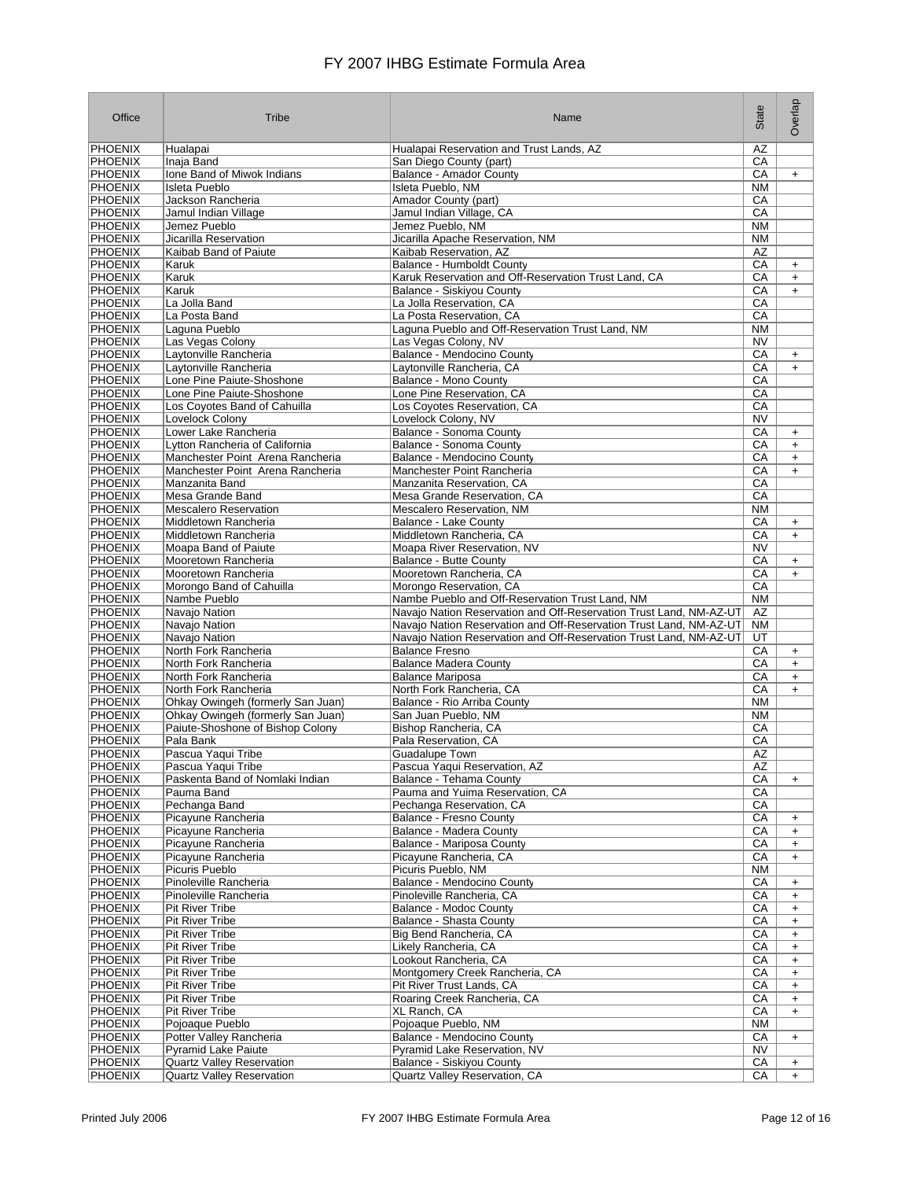# FY 2007 IHBG Estimate Formula Area

| Office | Tribe | Name | State | Overlap |
|---|---|---|---|---|
| PHOENIX | Hualapai | Hualapai Reservation and Trust Lands, AZ | AZ | |
| PHOENIX | Inaja Band | San Diego County (part) | CA | |
| PHOENIX | Ione Band of Miwok Indians | Balance - Amador County | CA | + |
| PHOENIX | Isleta Pueblo | Isleta Pueblo, NM | NM | |
| PHOENIX | Jackson Rancheria | Amador County (part) | CA | |
| PHOENIX | Jamul Indian Village | Jamul Indian Village, CA | CA | |
| PHOENIX | Jemez Pueblo | Jemez Pueblo, NM | NM | |
| PHOENIX | Jicarilla Reservation | Jicarilla Apache Reservation, NM | NM | |
| PHOENIX | Kaibab Band of Paiute | Kaibab Reservation, AZ | AZ | |
| PHOENIX | Karuk | Balance - Humboldt County | CA | + |
| PHOENIX | Karuk | Karuk Reservation and Off-Reservation Trust Land, CA | CA | + |
| PHOENIX | Karuk | Balance - Siskiyou County | CA | + |
| PHOENIX | La Jolla Band | La Jolla Reservation, CA | CA | |
| PHOENIX | La Posta Band | La Posta Reservation, CA | CA | |
| PHOENIX | Laguna Pueblo | Laguna Pueblo and Off-Reservation Trust Land, NM | NM | |
| PHOENIX | Las Vegas Colony | Las Vegas Colony, NV | NV | |
| PHOENIX | Laytonville Rancheria | Balance - Mendocino County | CA | + |
| PHOENIX | Laytonville Rancheria | Laytonville Rancheria, CA | CA | + |
| PHOENIX | Lone Pine Paiute-Shoshone | Balance - Mono County | CA | |
| PHOENIX | Lone Pine Paiute-Shoshone | Lone Pine Reservation, CA | CA | |
| PHOENIX | Los Coyotes Band of Cahuilla | Los Coyotes Reservation, CA | CA | |
| PHOENIX | Lovelock Colony | Lovelock Colony, NV | NV | |
| PHOENIX | Lower Lake Rancheria | Balance - Sonoma County | CA | + |
| PHOENIX | Lytton Rancheria of California | Balance - Sonoma County | CA | + |
| PHOENIX | Manchester Point  Arena Rancheria | Balance - Mendocino County | CA | + |
| PHOENIX | Manchester Point  Arena Rancheria | Manchester Point Rancheria | CA | + |
| PHOENIX | Manzanita Band | Manzanita Reservation, CA | CA | |
| PHOENIX | Mesa Grande Band | Mesa Grande Reservation, CA | CA | |
| PHOENIX | Mescalero Reservation | Mescalero Reservation, NM | NM | |
| PHOENIX | Middletown Rancheria | Balance - Lake County | CA | + |
| PHOENIX | Middletown Rancheria | Middletown Rancheria, CA | CA | + |
| PHOENIX | Moapa Band of Paiute | Moapa River Reservation, NV | NV | |
| PHOENIX | Mooretown Rancheria | Balance - Butte County | CA | + |
| PHOENIX | Mooretown Rancheria | Mooretown Rancheria, CA | CA | + |
| PHOENIX | Morongo Band of Cahuilla | Morongo Reservation, CA | CA | |
| PHOENIX | Nambe Pueblo | Nambe Pueblo and Off-Reservation Trust Land, NM | NM | |
| PHOENIX | Navajo Nation | Navajo Nation Reservation and Off-Reservation Trust Land, NM-AZ-UT | AZ | |
| PHOENIX | Navajo Nation | Navajo Nation Reservation and Off-Reservation Trust Land, NM-AZ-UT | NM | |
| PHOENIX | Navajo Nation | Navajo Nation Reservation and Off-Reservation Trust Land, NM-AZ-UT | UT | |
| PHOENIX | North Fork Rancheria | Balance Fresno | CA | + |
| PHOENIX | North Fork Rancheria | Balance Madera County | CA | + |
| PHOENIX | North Fork Rancheria | Balance Mariposa | CA | + |
| PHOENIX | North Fork Rancheria | North Fork Rancheria, CA | CA | + |
| PHOENIX | Ohkay Owingeh (formerly San Juan) | Balance - Rio Arriba County | NM | |
| PHOENIX | Ohkay Owingeh (formerly San Juan) | San Juan Pueblo, NM | NM | |
| PHOENIX | Paiute-Shoshone of Bishop Colony | Bishop Rancheria, CA | CA | |
| PHOENIX | Pala Bank | Pala Reservation, CA | CA | |
| PHOENIX | Pascua Yaqui Tribe | Guadalupe Town | AZ | |
| PHOENIX | Pascua Yaqui Tribe | Pascua Yaqui Reservation, AZ | AZ | |
| PHOENIX | Paskenta Band of Nomlaki Indian | Balance - Tehama County | CA | + |
| PHOENIX | Pauma Band | Pauma and Yuima Reservation, CA | CA | |
| PHOENIX | Pechanga Band | Pechanga Reservation, CA | CA | |
| PHOENIX | Picayune Rancheria | Balance - Fresno County | CA | + |
| PHOENIX | Picayune Rancheria | Balance - Madera County | CA | + |
| PHOENIX | Picayune Rancheria | Balance - Mariposa County | CA | + |
| PHOENIX | Picayune Rancheria | Picayune Rancheria, CA | CA | + |
| PHOENIX | Picuris Pueblo | Picuris Pueblo, NM | NM | |
| PHOENIX | Pinoleville Rancheria | Balance - Mendocino County | CA | + |
| PHOENIX | Pinoleville Rancheria | Pinoleville Rancheria, CA | CA | + |
| PHOENIX | Pit River Tribe | Balance - Modoc County | CA | + |
| PHOENIX | Pit River Tribe | Balance - Shasta County | CA | + |
| PHOENIX | Pit River Tribe | Big Bend Rancheria, CA | CA | + |
| PHOENIX | Pit River Tribe | Likely Rancheria, CA | CA | + |
| PHOENIX | Pit River Tribe | Lookout Rancheria, CA | CA | + |
| PHOENIX | Pit River Tribe | Montgomery Creek Rancheria, CA | CA | + |
| PHOENIX | Pit River Tribe | Pit River Trust Lands, CA | CA | + |
| PHOENIX | Pit River Tribe | Roaring Creek Rancheria, CA | CA | + |
| PHOENIX | Pit River Tribe | XL Ranch, CA | CA | + |
| PHOENIX | Pojoaque Pueblo | Pojoaque Pueblo, NM | NM | |
| PHOENIX | Potter Valley Rancheria | Balance - Mendocino County | CA | + |
| PHOENIX | Pyramid Lake Paiute | Pyramid Lake Reservation, NV | NV | |
| PHOENIX | Quartz Valley Reservation | Balance - Siskiyou County | CA | + |
| PHOENIX | Quartz Valley Reservation | Quartz Valley Reservation, CA | CA | + |

Printed July 2006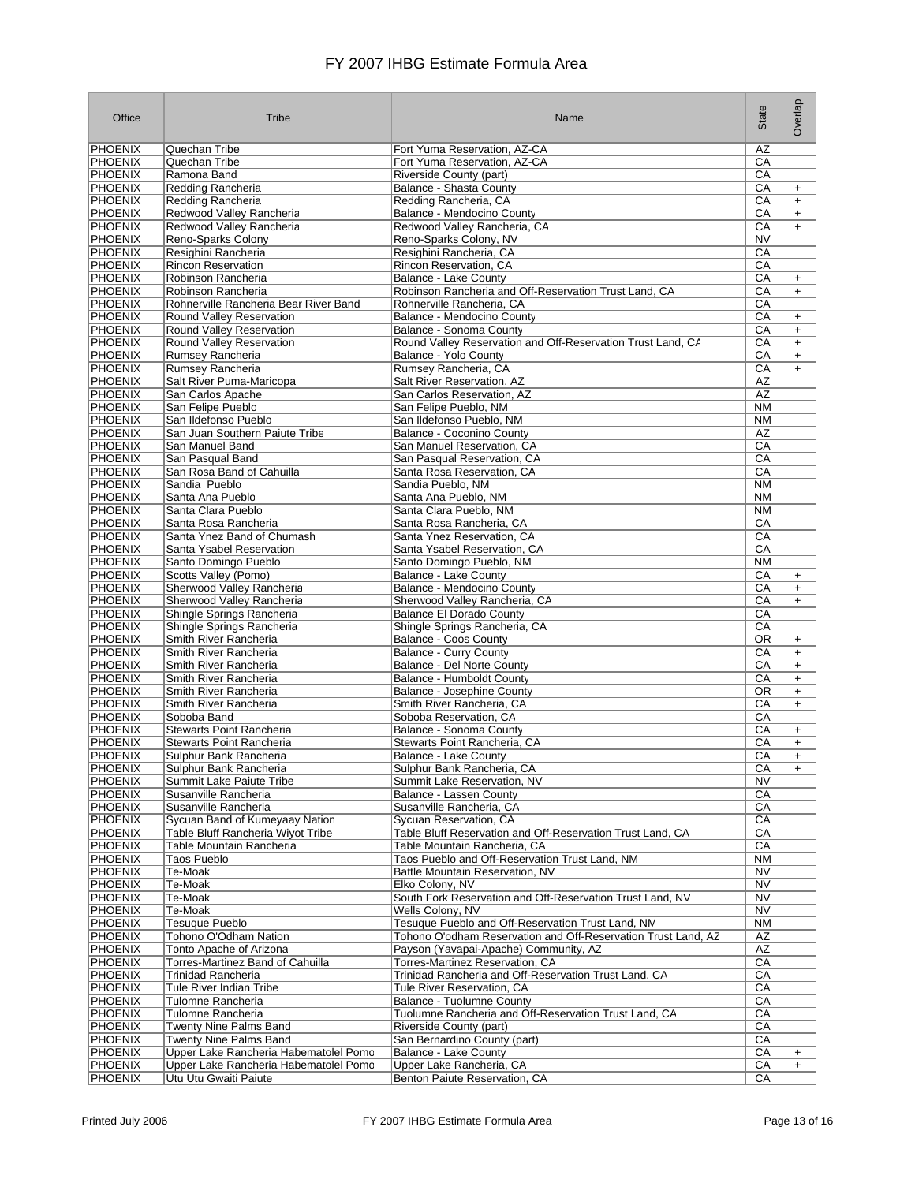# FY 2007 IHBG Estimate Formula Area

| Office | Tribe | Name | State | Overlap |
|---|---|---|---|---|
| PHOENIX | Quechan Tribe | Fort Yuma Reservation, AZ-CA | AZ | |
| PHOENIX | Quechan Tribe | Fort Yuma Reservation, AZ-CA | CA | |
| PHOENIX | Ramona Band | Riverside County (part) | CA | |
| PHOENIX | Redding Rancheria | Balance - Shasta County | CA | + |
| PHOENIX | Redding Rancheria | Redding Rancheria, CA | CA | + |
| PHOENIX | Redwood Valley Rancheria | Balance - Mendocino County | CA | + |
| PHOENIX | Redwood Valley Rancheria | Redwood Valley Rancheria, CA | CA | + |
| PHOENIX | Reno-Sparks Colony | Reno-Sparks Colony, NV | NV | |
| PHOENIX | Resighini Rancheria | Resighini Rancheria, CA | CA | |
| PHOENIX | Rincon Reservation | Rincon Reservation, CA | CA | |
| PHOENIX | Robinson Rancheria | Balance - Lake County | CA | + |
| PHOENIX | Robinson Rancheria | Robinson Rancheria and Off-Reservation Trust Land, CA | CA | + |
| PHOENIX | Rohnerville Rancheria Bear River Band | Rohnerville Rancheria, CA | CA | |
| PHOENIX | Round Valley Reservation | Balance - Mendocino County | CA | + |
| PHOENIX | Round Valley Reservation | Balance - Sonoma County | CA | + |
| PHOENIX | Round Valley Reservation | Round Valley Reservation and Off-Reservation Trust Land, CA | CA | + |
| PHOENIX | Rumsey Rancheria | Balance - Yolo County | CA | + |
| PHOENIX | Rumsey Rancheria | Rumsey Rancheria, CA | CA | + |
| PHOENIX | Salt River Puma-Maricopa | Salt River Reservation, AZ | AZ | |
| PHOENIX | San Carlos Apache | San Carlos Reservation, AZ | AZ | |
| PHOENIX | San Felipe Pueblo | San Felipe Pueblo, NM | NM | |
| PHOENIX | San Ildefonso Pueblo | San Ildefonso Pueblo, NM | NM | |
| PHOENIX | San Juan Southern Paiute Tribe | Balance - Coconino County | AZ | |
| PHOENIX | San Manuel Band | San Manuel Reservation, CA | CA | |
| PHOENIX | San Pasqual Band | San Pasqual Reservation, CA | CA | |
| PHOENIX | San Rosa Band of Cahuilla | Santa Rosa Reservation, CA | CA | |
| PHOENIX | Sandia Pueblo | Sandia Pueblo, NM | NM | |
| PHOENIX | Santa Ana Pueblo | Santa Ana Pueblo, NM | NM | |
| PHOENIX | Santa Clara Pueblo | Santa Clara Pueblo, NM | NM | |
| PHOENIX | Santa Rosa Rancheria | Santa Rosa Rancheria, CA | CA | |
| PHOENIX | Santa Ynez Band of Chumash | Santa Ynez Reservation, CA | CA | |
| PHOENIX | Santa Ysabel Reservation | Santa Ysabel Reservation, CA | CA | |
| PHOENIX | Santo Domingo Pueblo | Santo Domingo Pueblo, NM | NM | |
| PHOENIX | Scotts Valley (Pomo) | Balance - Lake County | CA | + |
| PHOENIX | Sherwood Valley Rancheria | Balance - Mendocino County | CA | + |
| PHOENIX | Sherwood Valley Rancheria | Sherwood Valley Rancheria, CA | CA | + |
| PHOENIX | Shingle Springs Rancheria | Balance El Dorado County | CA | |
| PHOENIX | Shingle Springs Rancheria | Shingle Springs Rancheria, CA | CA | |
| PHOENIX | Smith River Rancheria | Balance - Coos County | OR | + |
| PHOENIX | Smith River Rancheria | Balance - Curry County | CA | + |
| PHOENIX | Smith River Rancheria | Balance - Del Norte County | CA | + |
| PHOENIX | Smith River Rancheria | Balance - Humboldt County | CA | + |
| PHOENIX | Smith River Rancheria | Balance - Josephine County | OR | + |
| PHOENIX | Smith River Rancheria | Smith River Rancheria, CA | CA | + |
| PHOENIX | Soboba Band | Soboba Reservation, CA | CA | |
| PHOENIX | Stewarts Point Rancheria | Balance - Sonoma County | CA | + |
| PHOENIX | Stewarts Point Rancheria | Stewarts Point Rancheria, CA | CA | + |
| PHOENIX | Sulphur Bank Rancheria | Balance - Lake County | CA | + |
| PHOENIX | Sulphur Bank Rancheria | Sulphur Bank Rancheria, CA | CA | + |
| PHOENIX | Summit Lake Paiute Tribe | Summit Lake Reservation, NV | NV | |
| PHOENIX | Susanville Rancheria | Balance - Lassen County | CA | |
| PHOENIX | Susanville Rancheria | Susanville Rancheria, CA | CA | |
| PHOENIX | Sycuan Band of Kumeyaay Nation | Sycuan Reservation, CA | CA | |
| PHOENIX | Table Bluff Rancheria Wiyot Tribe | Table Bluff Reservation and Off-Reservation Trust Land, CA | CA | |
| PHOENIX | Table Mountain Rancheria | Table Mountain Rancheria, CA | CA | |
| PHOENIX | Taos Pueblo | Taos Pueblo and Off-Reservation Trust Land, NM | NM | |
| PHOENIX | Te-Moak | Battle Mountain Reservation, NV | NV | |
| PHOENIX | Te-Moak | Elko Colony, NV | NV | |
| PHOENIX | Te-Moak | South Fork Reservation and Off-Reservation Trust Land, NV | NV | |
| PHOENIX | Te-Moak | Wells Colony, NV | NV | |
| PHOENIX | Tesuque Pueblo | Tesuque Pueblo and Off-Reservation Trust Land, NM | NM | |
| PHOENIX | Tohono O'Odham Nation | Tohono O'odham Reservation and Off-Reservation Trust Land, AZ | AZ | |
| PHOENIX | Tonto Apache of Arizona | Payson (Yavapai-Apache) Community, AZ | AZ | |
| PHOENIX | Torres-Martinez Band of Cahuilla | Torres-Martinez Reservation, CA | CA | |
| PHOENIX | Trinidad Rancheria | Trinidad Rancheria and Off-Reservation Trust Land, CA | CA | |
| PHOENIX | Tule River Indian Tribe | Tule River Reservation, CA | CA | |
| PHOENIX | Tulomne Rancheria | Balance - Tuolumne County | CA | |
| PHOENIX | Tulomne Rancheria | Tuolumne Rancheria and Off-Reservation Trust Land, CA | CA | |
| PHOENIX | Twenty Nine Palms Band | Riverside County (part) | CA | |
| PHOENIX | Twenty Nine Palms Band | San Bernardino County (part) | CA | |
| PHOENIX | Upper Lake Rancheria Habematolel Pomo | Balance - Lake County | CA | + |
| PHOENIX | Upper Lake Rancheria Habematolel Pomo | Upper Lake Rancheria, CA | CA | + |
| PHOENIX | Utu Utu Gwaiti Paiute | Benton Paiute Reservation, CA | CA | |

Printed July 2006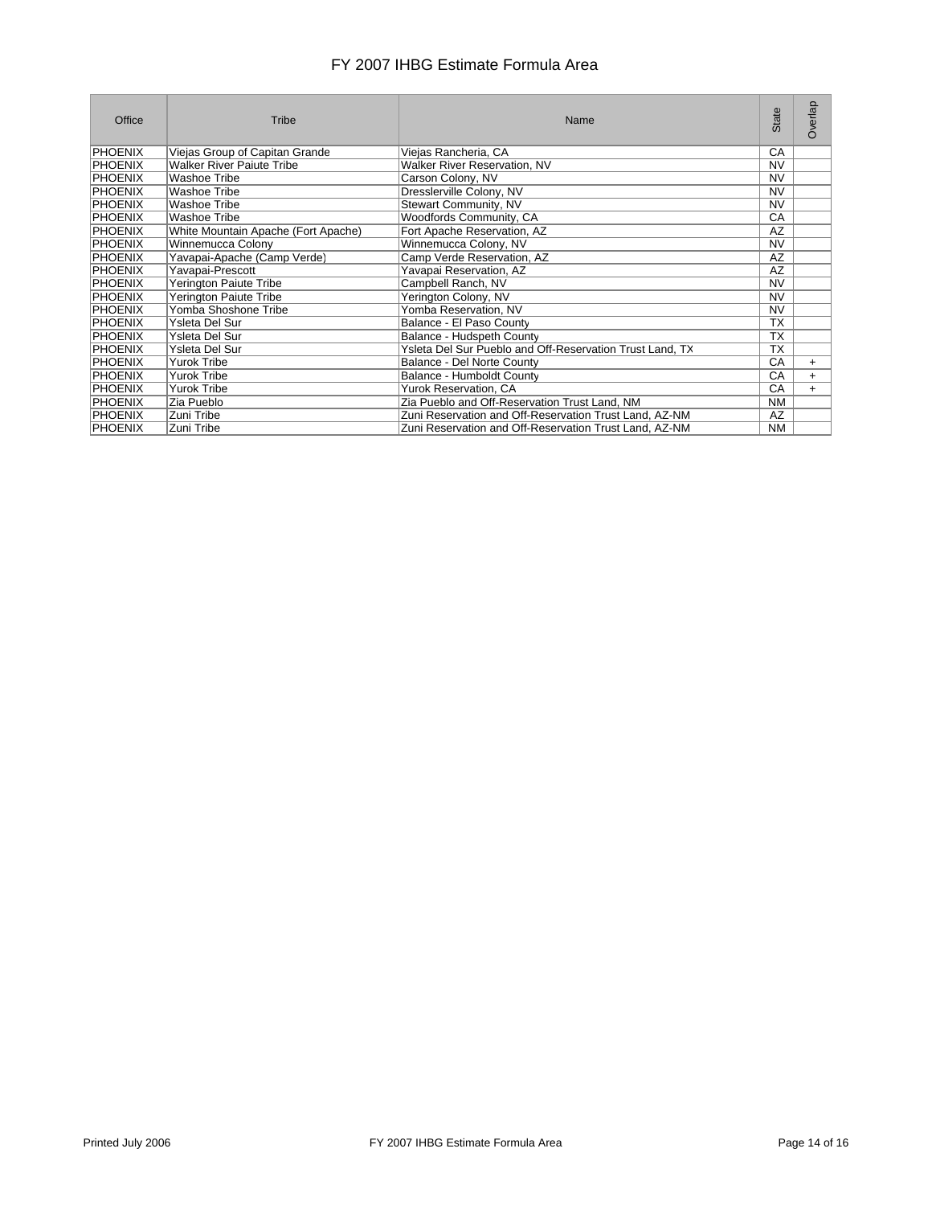# FY 2007 IHBG Estimate Formula Area

| Office | Tribe | Name | State | Overlap |
|---|---|---|---|---|
| PHOENIX | Viejas Group of Capitan Grande | Viejas Rancheria, CA | CA | |
| PHOENIX | Walker River Paiute Tribe | Walker River Reservation, NV | NV | |
| PHOENIX | Washoe Tribe | Carson Colony, NV | NV | |
| PHOENIX | Washoe Tribe | Dresslerville Colony, NV | NV | |
| PHOENIX | Washoe Tribe | Stewart Community, NV | NV | |
| PHOENIX | Washoe Tribe | Woodfords Community, CA | CA | |
| PHOENIX | White Mountain Apache (Fort Apache) | Fort Apache Reservation, AZ | AZ | |
| PHOENIX | Winnemucca Colony | Winnemucca Colony, NV | NV | |
| PHOENIX | Yavapai-Apache (Camp Verde) | Camp Verde Reservation, AZ | AZ | |
| PHOENIX | Yavapai-Prescott | Yavapai Reservation, AZ | AZ | |
| PHOENIX | Yerington Paiute Tribe | Campbell Ranch, NV | NV | |
| PHOENIX | Yerington Paiute Tribe | Yerington Colony, NV | NV | |
| PHOENIX | Yomba Shoshone Tribe | Yomba Reservation, NV | NV | |
| PHOENIX | Ysleta Del Sur | Balance - El Paso County | TX | |
| PHOENIX | Ysleta Del Sur | Balance - Hudspeth County | TX | |
| PHOENIX | Ysleta Del Sur | Ysleta Del Sur Pueblo and Off-Reservation Trust Land, TX | TX | |
| PHOENIX | Yurok Tribe | Balance - Del Norte County | CA | + |
| PHOENIX | Yurok Tribe | Balance - Humboldt County | CA | + |
| PHOENIX | Yurok Tribe | Yurok Reservation, CA | CA | + |
| PHOENIX | Zia Pueblo | Zia Pueblo and Off-Reservation Trust Land, NM | NM | |
| PHOENIX | Zuni Tribe | Zuni Reservation and Off-Reservation Trust Land, AZ-NM | AZ | |
| PHOENIX | Zuni Tribe | Zuni Reservation and Off-Reservation Trust Land, AZ-NM | NM | |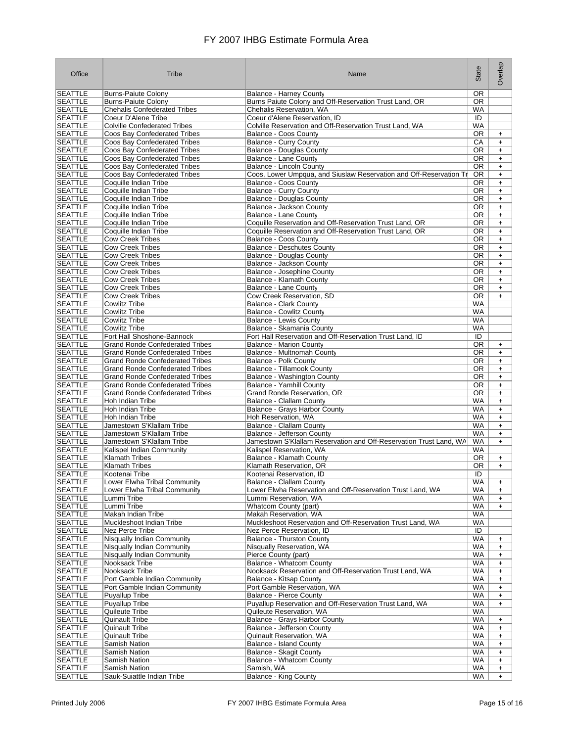# FY 2007 IHBG Estimate Formula Area

| Office | Tribe | Name | State | Overlap |
|---|---|---|---|---|
| SEATTLE | Burns-Paiute Colony | Balance - Harney County | OR | |
| SEATTLE | Burns-Paiute Colony | Burns Paiute Colony and Off-Reservation Trust Land, OR | OR | |
| SEATTLE | Chehalis Confederated Tribes | Chehalis Reservation, WA | WA | |
| SEATTLE | Coeur D'Alene Tribe | Coeur d'Alene Reservation, ID | ID | |
| SEATTLE | Colville Confederated Tribes | Colville Reservation and Off-Reservation Trust Land, WA | WA | |
| SEATTLE | Coos Bay Confederated Tribes | Balance - Coos County | OR | + |
| SEATTLE | Coos Bay Confederated Tribes | Balance - Curry County | CA | + |
| SEATTLE | Coos Bay Confederated Tribes | Balance - Douglas County | OR | + |
| SEATTLE | Coos Bay Confederated Tribes | Balance - Lane County | OR | + |
| SEATTLE | Coos Bay Confederated Tribes | Balance - Lincoln County | OR | + |
| SEATTLE | Coos Bay Confederated Tribes | Coos, Lower Umpqua, and Siuslaw Reservation and Off-Reservation Tr | OR | + |
| SEATTLE | Coquille Indian Tribe | Balance - Coos County | OR | + |
| SEATTLE | Coquille Indian Tribe | Balance - Curry County | OR | + |
| SEATTLE | Coquille Indian Tribe | Balance - Douglas County | OR | + |
| SEATTLE | Coquille Indian Tribe | Balance - Jackson County | OR | + |
| SEATTLE | Coquille Indian Tribe | Balance - Lane County | OR | + |
| SEATTLE | Coquille Indian Tribe | Coquille Reservation and Off-Reservation Trust Land, OR | OR | + |
| SEATTLE | Coquille Indian Tribe | Coquille Reservation and Off-Reservation Trust Land, OR | OR | + |
| SEATTLE | Cow Creek Tribes | Balance - Coos County | OR | + |
| SEATTLE | Cow Creek Tribes | Balance - Deschutes County | OR | + |
| SEATTLE | Cow Creek Tribes | Balance - Douglas County | OR | + |
| SEATTLE | Cow Creek Tribes | Balance - Jackson County | OR | + |
| SEATTLE | Cow Creek Tribes | Balance - Josephine County | OR | + |
| SEATTLE | Cow Creek Tribes | Balance - Klamath County | OR | + |
| SEATTLE | Cow Creek Tribes | Balance - Lane County | OR | + |
| SEATTLE | Cow Creek Tribes | Cow Creek Reservation, SD | OR | + |
| SEATTLE | Cowlitz Tribe | Balance - Clark County | WA | |
| SEATTLE | Cowlitz Tribe | Balance - Cowlitz County | WA | |
| SEATTLE | Cowlitz Tribe | Balance - Lewis County | WA | |
| SEATTLE | Cowlitz Tribe | Balance - Skamania County | WA | |
| SEATTLE | Fort Hall Shoshone-Bannock | Fort Hall Reservation and Off-Reservation Trust Land, ID | ID | |
| SEATTLE | Grand Ronde Confederated Tribes | Balance - Marion County | OR | + |
| SEATTLE | Grand Ronde Confederated Tribes | Balance - Multnomah County | OR | + |
| SEATTLE | Grand Ronde Confederated Tribes | Balance - Polk County | OR | + |
| SEATTLE | Grand Ronde Confederated Tribes | Balance - Tillamook County | OR | + |
| SEATTLE | Grand Ronde Confederated Tribes | Balance - Washington County | OR | + |
| SEATTLE | Grand Ronde Confederated Tribes | Balance - Yamhill County | OR | + |
| SEATTLE | Grand Ronde Confederated Tribes | Grand Ronde Reservation, OR | OR | + |
| SEATTLE | Hoh Indian Tribe | Balance - Clallam County | WA | + |
| SEATTLE | Hoh Indian Tribe | Balance - Grays Harbor County | WA | + |
| SEATTLE | Hoh Indian Tribe | Hoh Reservation, WA | WA | + |
| SEATTLE | Jamestown S'Klallam Tribe | Balance - Clallam County | WA | + |
| SEATTLE | Jamestown S'Klallam Tribe | Balance - Jefferson County | WA | + |
| SEATTLE | Jamestown S'Klallam Tribe | Jamestown S'Klallam Reservation and Off-Reservation Trust Land, WA | WA | + |
| SEATTLE | Kalispel Indian Community | Kalispel Reservation, WA | WA | |
| SEATTLE | Klamath Tribes | Balance - Klamath County | OR | + |
| SEATTLE | Klamath Tribes | Klamath Reservation, OR | OR | + |
| SEATTLE | Kootenai Tribe | Kootenai Reservation, ID | ID | |
| SEATTLE | Lower Elwha Tribal Community | Balance - Clallam County | WA | + |
| SEATTLE | Lower Elwha Tribal Community | Lower Elwha Reservation and Off-Reservation Trust Land, WA | WA | + |
| SEATTLE | Lummi Tribe | Lummi Reservation, WA | WA | + |
| SEATTLE | Lummi Tribe | Whatcom County (part) | WA | + |
| SEATTLE | Makah Indian Tribe | Makah Reservation, WA | WA | |
| SEATTLE | Muckleshoot Indian Tribe | Muckleshoot Reservation and Off-Reservation Trust Land, WA | WA | |
| SEATTLE | Nez Perce Tribe | Nez Perce Reservation, ID | ID | |
| SEATTLE | Nisqually Indian Community | Balance - Thurston County | WA | + |
| SEATTLE | Nisqually Indian Community | Nisqually Reservation, WA | WA | + |
| SEATTLE | Nisqually Indian Community | Pierce County (part) | WA | + |
| SEATTLE | Nooksack Tribe | Balance - Whatcom County | WA | + |
| SEATTLE | Nooksack Tribe | Nooksack Reservation and Off-Reservation Trust Land, WA | WA | + |
| SEATTLE | Port Gamble Indian Community | Balance - Kitsap County | WA | + |
| SEATTLE | Port Gamble Indian Community | Port Gamble Reservation, WA | WA | + |
| SEATTLE | Puyallup Tribe | Balance - Pierce County | WA | + |
| SEATTLE | Puyallup Tribe | Puyallup Reservation and Off-Reservation Trust Land, WA | WA | + |
| SEATTLE | Quileute Tribe | Quileute Reservation, WA | WA | |
| SEATTLE | Quinault Tribe | Balance - Grays Harbor County | WA | + |
| SEATTLE | Quinault Tribe | Balance - Jefferson County | WA | + |
| SEATTLE | Quinault Tribe | Quinault Reservation, WA | WA | + |
| SEATTLE | Samish Nation | Balance - Island County | WA | + |
| SEATTLE | Samish Nation | Balance - Skagit County | WA | + |
| SEATTLE | Samish Nation | Balance - Whatcom County | WA | + |
| SEATTLE | Samish Nation | Samish, WA | WA | + |
| SEATTLE | Sauk-Suiattle Indian Tribe | Balance - King County | WA | + |

Printed July 2006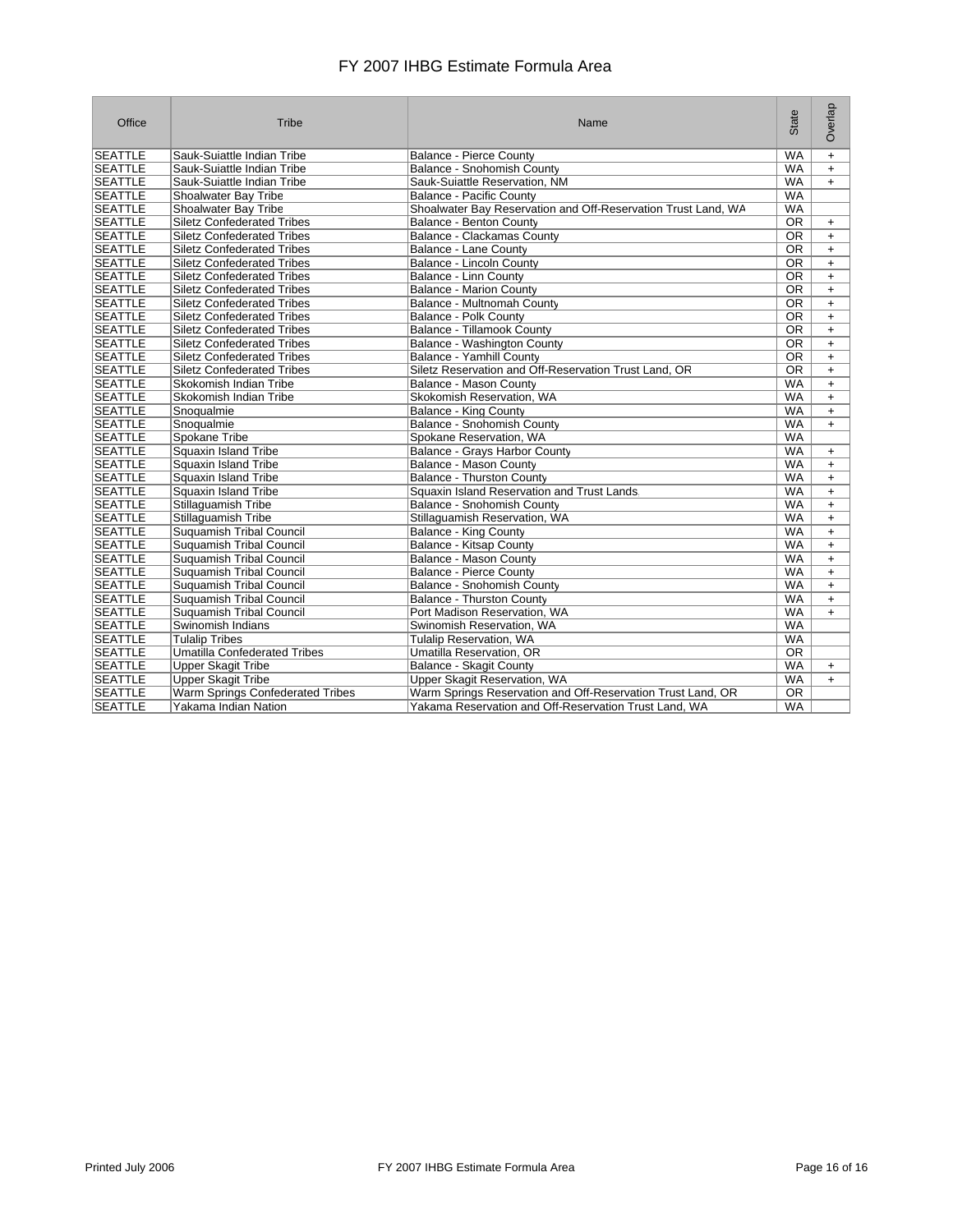# FY 2007 IHBG Estimate Formula Area

| Office | Tribe | Name | State | Overlap |
|---|---|---|---|---|
| SEATTLE | Sauk-Suiattle Indian Tribe | Balance - Pierce County | WA | + |
| SEATTLE | Sauk-Suiattle Indian Tribe | Balance - Snohomish County | WA | + |
| SEATTLE | Sauk-Suiattle Indian Tribe | Sauk-Suiattle Reservation, NM | WA | + |
| SEATTLE | Shoalwater Bay Tribe | Balance - Pacific County | WA | |
| SEATTLE | Shoalwater Bay Tribe | Shoalwater Bay Reservation and Off-Reservation Trust Land, WA | WA | |
| SEATTLE | Siletz Confederated Tribes | Balance - Benton County | OR | + |
| SEATTLE | Siletz Confederated Tribes | Balance - Clackamas County | OR | + |
| SEATTLE | Siletz Confederated Tribes | Balance - Lane County | OR | + |
| SEATTLE | Siletz Confederated Tribes | Balance - Lincoln County | OR | + |
| SEATTLE | Siletz Confederated Tribes | Balance - Linn County | OR | + |
| SEATTLE | Siletz Confederated Tribes | Balance - Marion County | OR | + |
| SEATTLE | Siletz Confederated Tribes | Balance - Multnomah County | OR | + |
| SEATTLE | Siletz Confederated Tribes | Balance - Polk County | OR | + |
| SEATTLE | Siletz Confederated Tribes | Balance - Tillamook County | OR | + |
| SEATTLE | Siletz Confederated Tribes | Balance - Washington County | OR | + |
| SEATTLE | Siletz Confederated Tribes | Balance - Yamhill County | OR | + |
| SEATTLE | Siletz Confederated Tribes | Siletz Reservation and Off-Reservation Trust Land, OR | OR | + |
| SEATTLE | Skokomish Indian Tribe | Balance - Mason County | WA | + |
| SEATTLE | Skokomish Indian Tribe | Skokomish Reservation, WA | WA | + |
| SEATTLE | Snoqualmie | Balance - King County | WA | + |
| SEATTLE | Snoqualmie | Balance - Snohomish County | WA | + |
| SEATTLE | Spokane Tribe | Spokane Reservation, WA | WA | |
| SEATTLE | Squaxin Island Tribe | Balance - Grays Harbor County | WA | + |
| SEATTLE | Squaxin Island Tribe | Balance - Mason County | WA | + |
| SEATTLE | Squaxin Island Tribe | Balance - Thurston County | WA | + |
| SEATTLE | Squaxin Island Tribe | Squaxin Island Reservation and Trust Lands | WA | + |
| SEATTLE | Stillaguamish Tribe | Balance - Snohomish County | WA | + |
| SEATTLE | Stillaguamish Tribe | Stillaguamish Reservation, WA | WA | + |
| SEATTLE | Suquamish Tribal Council | Balance - King County | WA | + |
| SEATTLE | Suquamish Tribal Council | Balance - Kitsap County | WA | + |
| SEATTLE | Suquamish Tribal Council | Balance - Mason County | WA | + |
| SEATTLE | Suquamish Tribal Council | Balance - Pierce County | WA | + |
| SEATTLE | Suquamish Tribal Council | Balance - Snohomish County | WA | + |
| SEATTLE | Suquamish Tribal Council | Balance - Thurston County | WA | + |
| SEATTLE | Suquamish Tribal Council | Port Madison Reservation, WA | WA | + |
| SEATTLE | Swinomish Indians | Swinomish Reservation, WA | WA | |
| SEATTLE | Tulalip Tribes | Tulalip Reservation, WA | WA | |
| SEATTLE | Umatilla Confederated Tribes | Umatilla Reservation, OR | OR | |
| SEATTLE | Upper Skagit Tribe | Balance - Skagit County | WA | + |
| SEATTLE | Upper Skagit Tribe | Upper Skagit Reservation, WA | WA | + |
| SEATTLE | Warm Springs Confederated Tribes | Warm Springs Reservation and Off-Reservation Trust Land, OR | OR | |
| SEATTLE | Yakama Indian Nation | Yakama Reservation and Off-Reservation Trust Land, WA | WA | |